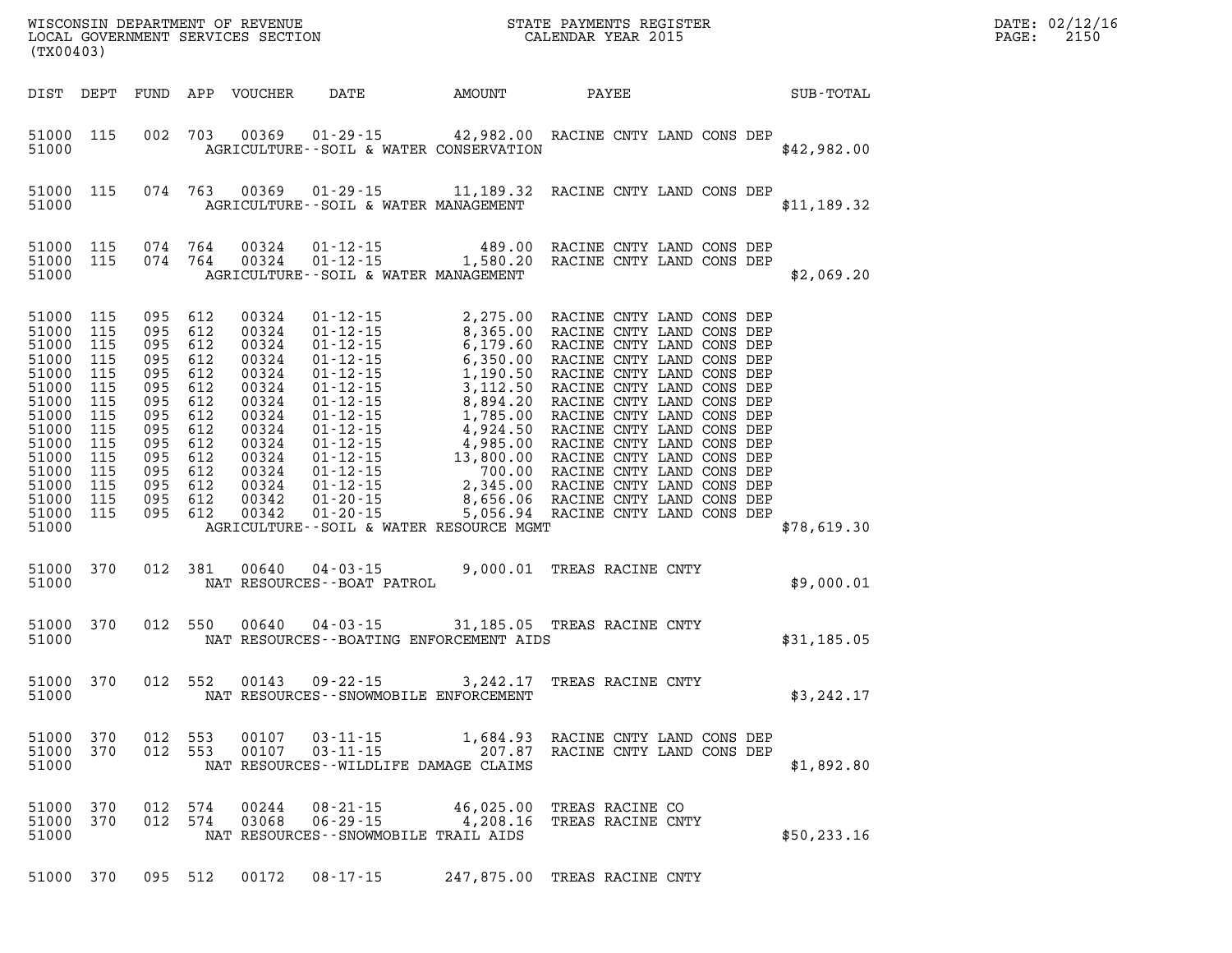WISCONSIN DEPARTMENT OF REVENUE
LOCAL GOVERNMENT SERVICES SECTION
(TX00403)

STATE PAYMENTS REGISTER
CALENDAR YEAR 2015

DATE: 02/12/16
PAGE: 2150

| DIST | DEPT | FUND | APP | VOUCHER | DATE | AMOUNT | PAYEE | SUB-TOTAL |
|---|---|---|---|---|---|---|---|---|
| 51000 | 115 | 002 | 703 | 00369 | 01-29-15 | 42,982.00 | RACINE CNTY LAND CONS DEP | |
| 51000 | | | | AGRICULTURE--SOIL & WATER CONSERVATION | | | | $42,982.00 |
| 51000 | 115 | 074 | 763 | 00369 | 01-29-15 | 11,189.32 | RACINE CNTY LAND CONS DEP | |
| 51000 | | | | AGRICULTURE--SOIL & WATER MANAGEMENT | | | | $11,189.32 |
| 51000 | 115 | 074 | 764 | 00324 | 01-12-15 | 489.00 | RACINE CNTY LAND CONS DEP | |
| 51000 | 115 | 074 | 764 | 00324 | 01-12-15 | 1,580.20 | RACINE CNTY LAND CONS DEP | |
| 51000 | | | | AGRICULTURE--SOIL & WATER MANAGEMENT | | | | $2,069.20 |
| 51000 | 115 | 095 | 612 | 00324 | 01-12-15 | 2,275.00 | RACINE CNTY LAND CONS DEP | |
| 51000 | 115 | 095 | 612 | 00324 | 01-12-15 | 8,365.00 | RACINE CNTY LAND CONS DEP | |
| 51000 | 115 | 095 | 612 | 00324 | 01-12-15 | 6,179.60 | RACINE CNTY LAND CONS DEP | |
| 51000 | 115 | 095 | 612 | 00324 | 01-12-15 | 6,350.00 | RACINE CNTY LAND CONS DEP | |
| 51000 | 115 | 095 | 612 | 00324 | 01-12-15 | 1,190.50 | RACINE CNTY LAND CONS DEP | |
| 51000 | 115 | 095 | 612 | 00324 | 01-12-15 | 3,112.50 | RACINE CNTY LAND CONS DEP | |
| 51000 | 115 | 095 | 612 | 00324 | 01-12-15 | 8,894.20 | RACINE CNTY LAND CONS DEP | |
| 51000 | 115 | 095 | 612 | 00324 | 01-12-15 | 1,785.00 | RACINE CNTY LAND CONS DEP | |
| 51000 | 115 | 095 | 612 | 00324 | 01-12-15 | 4,924.50 | RACINE CNTY LAND CONS DEP | |
| 51000 | 115 | 095 | 612 | 00324 | 01-12-15 | 4,985.00 | RACINE CNTY LAND CONS DEP | |
| 51000 | 115 | 095 | 612 | 00324 | 01-12-15 | 13,800.00 | RACINE CNTY LAND CONS DEP | |
| 51000 | 115 | 095 | 612 | 00324 | 01-12-15 | 700.00 | RACINE CNTY LAND CONS DEP | |
| 51000 | 115 | 095 | 612 | 00324 | 01-12-15 | 2,345.00 | RACINE CNTY LAND CONS DEP | |
| 51000 | 115 | 095 | 612 | 00342 | 01-20-15 | 8,656.06 | RACINE CNTY LAND CONS DEP | |
| 51000 | 115 | 095 | 612 | 00342 | 01-20-15 | 5,056.94 | RACINE CNTY LAND CONS DEP | |
| 51000 | | | | AGRICULTURE--SOIL & WATER RESOURCE MGMT | | | | $78,619.30 |
| 51000 | 370 | 012 | 381 | 00640 | 04-03-15 | 9,000.01 | TREAS RACINE CNTY | |
| 51000 | | | | NAT RESOURCES--BOAT PATROL | | | | $9,000.01 |
| 51000 | 370 | 012 | 550 | 00640 | 04-03-15 | 31,185.05 | TREAS RACINE CNTY | |
| 51000 | | | | NAT RESOURCES--BOATING ENFORCEMENT AIDS | | | | $31,185.05 |
| 51000 | 370 | 012 | 552 | 00143 | 09-22-15 | 3,242.17 | TREAS RACINE CNTY | |
| 51000 | | | | NAT RESOURCES--SNOWMOBILE ENFORCEMENT | | | | $3,242.17 |
| 51000 | 370 | 012 | 553 | 00107 | 03-11-15 | 1,684.93 | RACINE CNTY LAND CONS DEP | |
| 51000 | 370 | 012 | 553 | 00107 | 03-11-15 | 207.87 | RACINE CNTY LAND CONS DEP | |
| 51000 | | | | NAT RESOURCES--WILDLIFE DAMAGE CLAIMS | | | | $1,892.80 |
| 51000 | 370 | 012 | 574 | 00244 | 08-21-15 | 46,025.00 | TREAS RACINE CO | |
| 51000 | 370 | 012 | 574 | 03068 | 06-29-15 | 4,208.16 | TREAS RACINE CNTY | |
| 51000 | | | | NAT RESOURCES--SNOWMOBILE TRAIL AIDS | | | | $50,233.16 |
| 51000 | 370 | 095 | 512 | 00172 | 08-17-15 | 247,875.00 | TREAS RACINE CNTY | |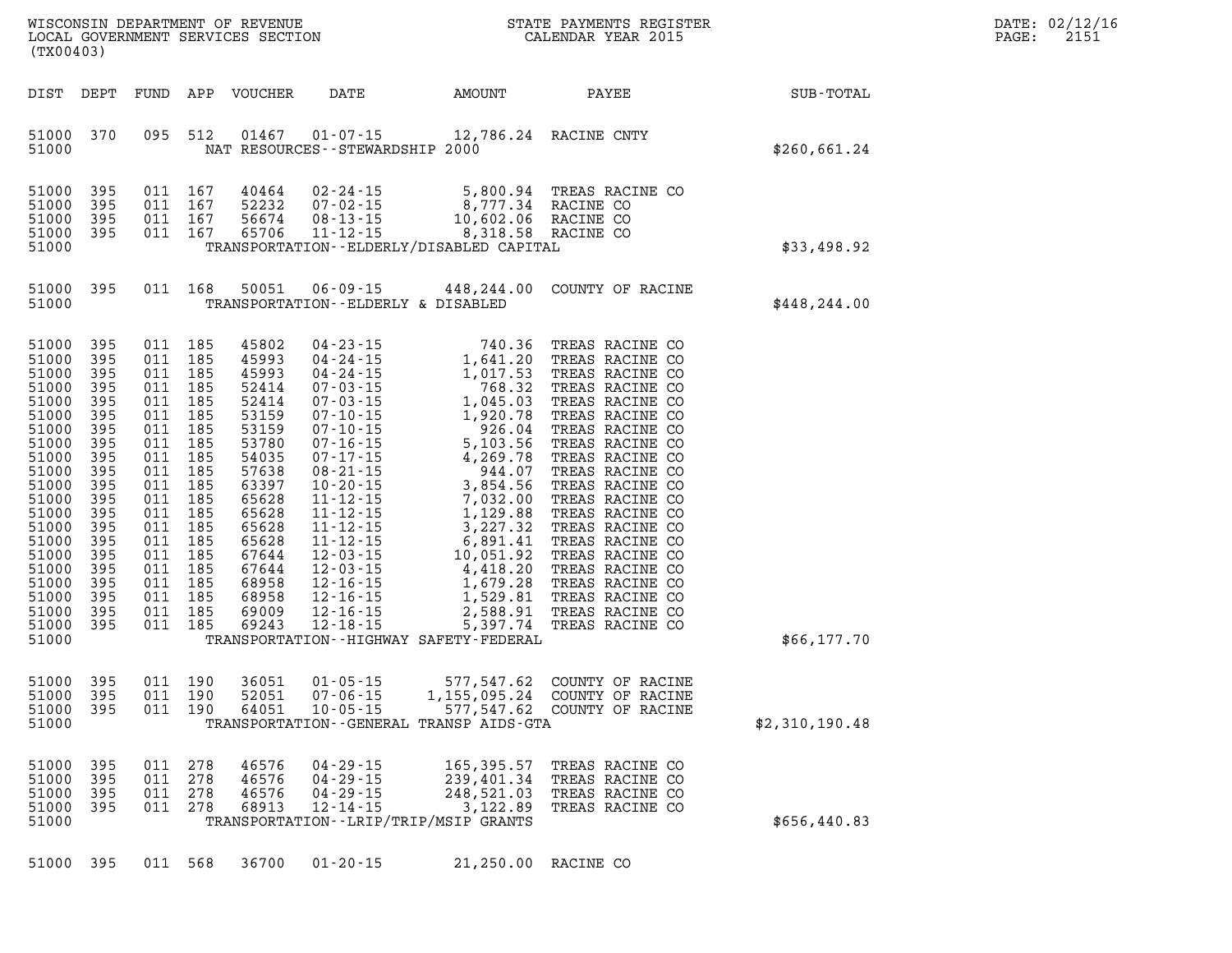WISCONSIN DEPARTMENT OF REVENUE
LOCAL GOVERNMENT SERVICES SECTION
(TX00403)

STATE PAYMENTS REGISTER
CALENDAR YEAR 2015

DATE: 02/12/16
PAGE: 2151

| DIST | DEPT | FUND | APP | VOUCHER | DATE | AMOUNT | PAYEE | SUB-TOTAL |
|---|---|---|---|---|---|---|---|---|
| 51000 | 370 | 095 | 512 | 01467 | 01-07-15 | 12,786.24 | RACINE CNTY | |
| 51000 | | | | | NAT RESOURCES--STEWARDSHIP 2000 | | | $260,661.24 |
| 51000 | 395 | 011 | 167 | 40464 | 02-24-15 | 5,800.94 | TREAS RACINE CO | |
| 51000 | 395 | 011 | 167 | 52232 | 07-02-15 | 8,777.34 | RACINE CO | |
| 51000 | 395 | 011 | 167 | 56674 | 08-13-15 | 10,602.06 | RACINE CO | |
| 51000 | 395 | 011 | 167 | 65706 | 11-12-15 | 8,318.58 | RACINE CO | |
| 51000 | | | | | TRANSPORTATION--ELDERLY/DISABLED CAPITAL | | | $33,498.92 |
| 51000 | 395 | 011 | 168 | 50051 | 06-09-15 | 448,244.00 | COUNTY OF RACINE | |
| 51000 | | | | | TRANSPORTATION--ELDERLY & DISABLED | | | $448,244.00 |
| 51000 | 395 | 011 | 185 | 45802 | 04-23-15 | 740.36 | TREAS RACINE CO | |
| 51000 | 395 | 011 | 185 | 45993 | 04-24-15 | 1,641.20 | TREAS RACINE CO | |
| 51000 | 395 | 011 | 185 | 45993 | 04-24-15 | 1,017.53 | TREAS RACINE CO | |
| 51000 | 395 | 011 | 185 | 52414 | 07-03-15 | 768.32 | TREAS RACINE CO | |
| 51000 | 395 | 011 | 185 | 52414 | 07-03-15 | 1,045.03 | TREAS RACINE CO | |
| 51000 | 395 | 011 | 185 | 53159 | 07-10-15 | 1,920.78 | TREAS RACINE CO | |
| 51000 | 395 | 011 | 185 | 53159 | 07-10-15 | 926.04 | TREAS RACINE CO | |
| 51000 | 395 | 011 | 185 | 53780 | 07-16-15 | 5,103.56 | TREAS RACINE CO | |
| 51000 | 395 | 011 | 185 | 54035 | 07-17-15 | 4,269.78 | TREAS RACINE CO | |
| 51000 | 395 | 011 | 185 | 57638 | 08-21-15 | 944.07 | TREAS RACINE CO | |
| 51000 | 395 | 011 | 185 | 63397 | 10-20-15 | 3,854.56 | TREAS RACINE CO | |
| 51000 | 395 | 011 | 185 | 65628 | 11-12-15 | 7,032.00 | TREAS RACINE CO | |
| 51000 | 395 | 011 | 185 | 65628 | 11-12-15 | 1,129.88 | TREAS RACINE CO | |
| 51000 | 395 | 011 | 185 | 65628 | 11-12-15 | 3,227.32 | TREAS RACINE CO | |
| 51000 | 395 | 011 | 185 | 65628 | 11-12-15 | 6,891.41 | TREAS RACINE CO | |
| 51000 | 395 | 011 | 185 | 67644 | 12-03-15 | 10,051.92 | TREAS RACINE CO | |
| 51000 | 395 | 011 | 185 | 67644 | 12-03-15 | 4,418.20 | TREAS RACINE CO | |
| 51000 | 395 | 011 | 185 | 68958 | 12-16-15 | 1,679.28 | TREAS RACINE CO | |
| 51000 | 395 | 011 | 185 | 68958 | 12-16-15 | 1,529.81 | TREAS RACINE CO | |
| 51000 | 395 | 011 | 185 | 69009 | 12-16-15 | 2,588.91 | TREAS RACINE CO | |
| 51000 | 395 | 011 | 185 | 69243 | 12-18-15 | 5,397.74 | TREAS RACINE CO | |
| 51000 | | | | | TRANSPORTATION--HIGHWAY SAFETY-FEDERAL | | | $66,177.70 |
| 51000 | 395 | 011 | 190 | 36051 | 01-05-15 | 577,547.62 | COUNTY OF RACINE | |
| 51000 | 395 | 011 | 190 | 52051 | 07-06-15 | 1,155,095.24 | COUNTY OF RACINE | |
| 51000 | 395 | 011 | 190 | 64051 | 10-05-15 | 577,547.62 | COUNTY OF RACINE | |
| 51000 | | | | | TRANSPORTATION--GENERAL TRANSP AIDS-GTA | | | $2,310,190.48 |
| 51000 | 395 | 011 | 278 | 46576 | 04-29-15 | 165,395.57 | TREAS RACINE CO | |
| 51000 | 395 | 011 | 278 | 46576 | 04-29-15 | 239,401.34 | TREAS RACINE CO | |
| 51000 | 395 | 011 | 278 | 46576 | 04-29-15 | 248,521.03 | TREAS RACINE CO | |
| 51000 | 395 | 011 | 278 | 68913 | 12-14-15 | 3,122.89 | TREAS RACINE CO | |
| 51000 | | | | | TRANSPORTATION--LRIP/TRIP/MSIP GRANTS | | | $656,440.83 |
| 51000 | 395 | 011 | 568 | 36700 | 01-20-15 | 21,250.00 | RACINE CO | |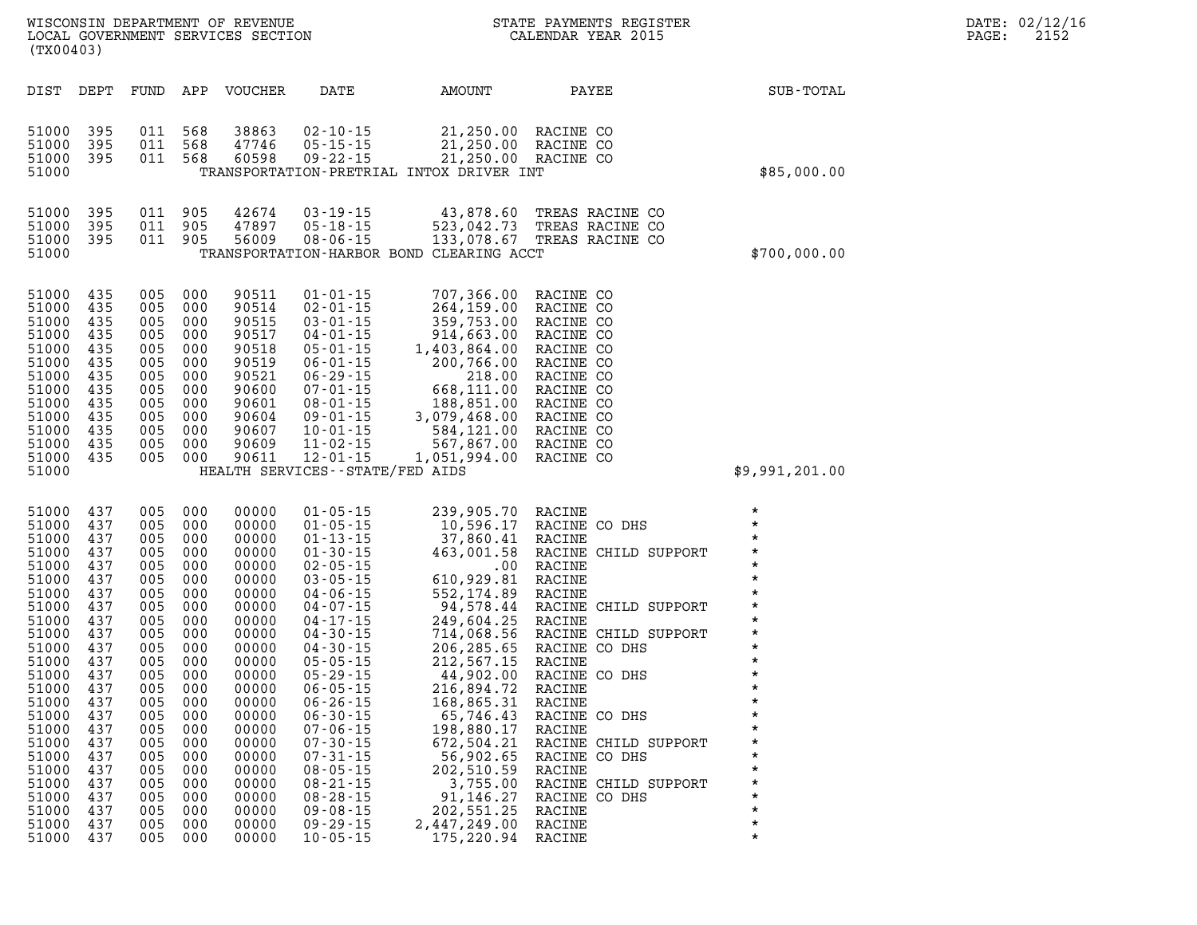WISCONSIN DEPARTMENT OF REVENUE
LOCAL GOVERNMENT SERVICES SECTION
(TX00403)

STATE PAYMENTS REGISTER
CALENDAR YEAR 2015

DATE: 02/12/16
PAGE: 2152

| DIST | DEPT | FUND | APP | VOUCHER | DATE | AMOUNT | PAYEE | SUB-TOTAL |
|---|---|---|---|---|---|---|---|---|
| 51000 | 395 | 011 | 568 | 38863 | 02-10-15 | 21,250.00 | RACINE CO | |
| 51000 | 395 | 011 | 568 | 47746 | 05-15-15 | 21,250.00 | RACINE CO | |
| 51000 | 395 | 011 | 568 | 60598 | 09-22-15 | 21,250.00 | RACINE CO | |
| 51000 | | | | | TRANSPORTATION-PRETRIAL INTOX DRIVER INT | | | $85,000.00 |
| 51000 | 395 | 011 | 905 | 42674 | 03-19-15 | 43,878.60 | TREAS RACINE CO | |
| 51000 | 395 | 011 | 905 | 47897 | 05-18-15 | 523,042.73 | TREAS RACINE CO | |
| 51000 | 395 | 011 | 905 | 56009 | 08-06-15 | 133,078.67 | TREAS RACINE CO | |
| 51000 | | | | | TRANSPORTATION-HARBOR BOND CLEARING ACCT | | | $700,000.00 |
| 51000 | 435 | 005 | 000 | 90511 | 01-01-15 | 707,366.00 | RACINE CO | |
| 51000 | 435 | 005 | 000 | 90514 | 02-01-15 | 264,159.00 | RACINE CO | |
| 51000 | 435 | 005 | 000 | 90515 | 03-01-15 | 359,753.00 | RACINE CO | |
| 51000 | 435 | 005 | 000 | 90517 | 04-01-15 | 914,663.00 | RACINE CO | |
| 51000 | 435 | 005 | 000 | 90518 | 05-01-15 | 1,403,864.00 | RACINE CO | |
| 51000 | 435 | 005 | 000 | 90519 | 06-01-15 | 200,766.00 | RACINE CO | |
| 51000 | 435 | 005 | 000 | 90521 | 06-29-15 | 218.00 | RACINE CO | |
| 51000 | 435 | 005 | 000 | 90600 | 07-01-15 | 668,111.00 | RACINE CO | |
| 51000 | 435 | 005 | 000 | 90601 | 08-01-15 | 188,851.00 | RACINE CO | |
| 51000 | 435 | 005 | 000 | 90604 | 09-01-15 | 3,079,468.00 | RACINE CO | |
| 51000 | 435 | 005 | 000 | 90607 | 10-01-15 | 584,121.00 | RACINE CO | |
| 51000 | 435 | 005 | 000 | 90609 | 11-02-15 | 567,867.00 | RACINE CO | |
| 51000 | 435 | 005 | 000 | 90611 | 12-01-15 | 1,051,994.00 | RACINE CO | |
| 51000 | | | | | HEALTH SERVICES--STATE/FED AIDS | | | $9,991,201.00 |
| 51000 | 437 | 005 | 000 | 00000 | 01-05-15 | 239,905.70 | RACINE | * |
| 51000 | 437 | 005 | 000 | 00000 | 01-05-15 | 10,596.17 | RACINE CO DHS | * |
| 51000 | 437 | 005 | 000 | 00000 | 01-13-15 | 37,860.41 | RACINE | * |
| 51000 | 437 | 005 | 000 | 00000 | 01-30-15 | 463,001.58 | RACINE CHILD SUPPORT | * |
| 51000 | 437 | 005 | 000 | 00000 | 02-05-15 | .00 | RACINE | * |
| 51000 | 437 | 005 | 000 | 00000 | 03-05-15 | 610,929.81 | RACINE | * |
| 51000 | 437 | 005 | 000 | 00000 | 04-06-15 | 552,174.89 | RACINE | * |
| 51000 | 437 | 005 | 000 | 00000 | 04-07-15 | 94,578.44 | RACINE CHILD SUPPORT | * |
| 51000 | 437 | 005 | 000 | 00000 | 04-17-15 | 249,604.25 | RACINE | * |
| 51000 | 437 | 005 | 000 | 00000 | 04-30-15 | 714,068.56 | RACINE CHILD SUPPORT | * |
| 51000 | 437 | 005 | 000 | 00000 | 04-30-15 | 206,285.65 | RACINE CO DHS | * |
| 51000 | 437 | 005 | 000 | 00000 | 05-05-15 | 212,567.15 | RACINE | * |
| 51000 | 437 | 005 | 000 | 00000 | 05-29-15 | 44,902.00 | RACINE CO DHS | * |
| 51000 | 437 | 005 | 000 | 00000 | 06-05-15 | 216,894.72 | RACINE | * |
| 51000 | 437 | 005 | 000 | 00000 | 06-26-15 | 168,865.31 | RACINE | * |
| 51000 | 437 | 005 | 000 | 00000 | 06-30-15 | 65,746.43 | RACINE CO DHS | * |
| 51000 | 437 | 005 | 000 | 00000 | 07-06-15 | 198,880.17 | RACINE | * |
| 51000 | 437 | 005 | 000 | 00000 | 07-30-15 | 672,504.21 | RACINE CHILD SUPPORT | * |
| 51000 | 437 | 005 | 000 | 00000 | 07-31-15 | 56,902.65 | RACINE CO DHS | * |
| 51000 | 437 | 005 | 000 | 00000 | 08-05-15 | 202,510.59 | RACINE | * |
| 51000 | 437 | 005 | 000 | 00000 | 08-21-15 | 3,755.00 | RACINE CHILD SUPPORT | * |
| 51000 | 437 | 005 | 000 | 00000 | 08-28-15 | 91,146.27 | RACINE CO DHS | * |
| 51000 | 437 | 005 | 000 | 00000 | 09-08-15 | 202,551.25 | RACINE | * |
| 51000 | 437 | 005 | 000 | 00000 | 09-29-15 | 2,447,249.00 | RACINE | * |
| 51000 | 437 | 005 | 000 | 00000 | 10-05-15 | 175,220.94 | RACINE | * |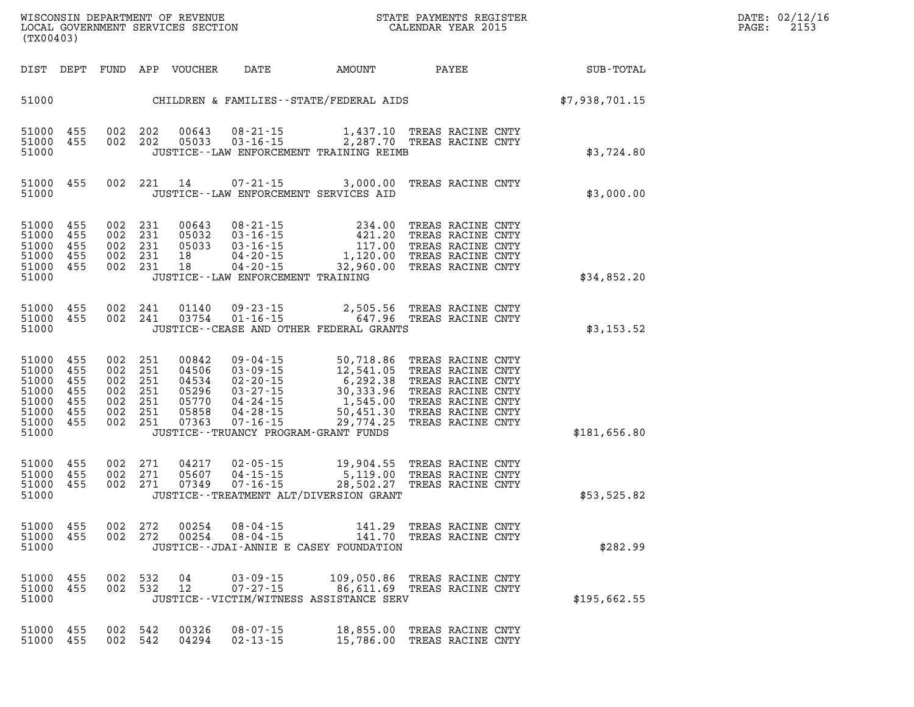WISCONSIN DEPARTMENT OF REVENUE
LOCAL GOVERNMENT SERVICES SECTION
(TX00403)

STATE PAYMENTS REGISTER
CALENDAR YEAR 2015

DATE: 02/12/16

| DIST | DEPT | FUND | APP | VOUCHER | DATE | AMOUNT | PAYEE | SUB-TOTAL |
|---|---|---|---|---|---|---|---|---|
| 51000 | | | | | CHILDREN & FAMILIES--STATE/FEDERAL AIDS | | | $7,938,701.15 |
| 51000 | 455 | 002 | 202 | 00643 | 08-21-15 | 1,437.10 | TREAS RACINE CNTY | |
| 51000 | 455 | 002 | 202 | 05033 | 03-16-15 | 2,287.70 | TREAS RACINE CNTY | |
| 51000 | | | | | JUSTICE--LAW ENFORCEMENT TRAINING REIMB | | | $3,724.80 |
| 51000 | 455 | 002 | 221 | 14 | 07-21-15 | 3,000.00 | TREAS RACINE CNTY | |
| 51000 | | | | | JUSTICE--LAW ENFORCEMENT SERVICES AID | | | $3,000.00 |
| 51000 | 455 | 002 | 231 | 00643 | 08-21-15 | 234.00 | TREAS RACINE CNTY | |
| 51000 | 455 | 002 | 231 | 05032 | 03-16-15 | 421.20 | TREAS RACINE CNTY | |
| 51000 | 455 | 002 | 231 | 05033 | 03-16-15 | 117.00 | TREAS RACINE CNTY | |
| 51000 | 455 | 002 | 231 | 18 | 04-20-15 | 1,120.00 | TREAS RACINE CNTY | |
| 51000 | 455 | 002 | 231 | 18 | 04-20-15 | 32,960.00 | TREAS RACINE CNTY | |
| 51000 | | | | | JUSTICE--LAW ENFORCEMENT TRAINING | | | $34,852.20 |
| 51000 | 455 | 002 | 241 | 01140 | 09-23-15 | 2,505.56 | TREAS RACINE CNTY | |
| 51000 | 455 | 002 | 241 | 03754 | 01-16-15 | 647.96 | TREAS RACINE CNTY | |
| 51000 | | | | | JUSTICE--CEASE AND OTHER FEDERAL GRANTS | | | $3,153.52 |
| 51000 | 455 | 002 | 251 | 00842 | 09-04-15 | 50,718.86 | TREAS RACINE CNTY | |
| 51000 | 455 | 002 | 251 | 04506 | 03-09-15 | 12,541.05 | TREAS RACINE CNTY | |
| 51000 | 455 | 002 | 251 | 04534 | 02-20-15 | 6,292.38 | TREAS RACINE CNTY | |
| 51000 | 455 | 002 | 251 | 05296 | 03-27-15 | 30,333.96 | TREAS RACINE CNTY | |
| 51000 | 455 | 002 | 251 | 05770 | 04-24-15 | 1,545.00 | TREAS RACINE CNTY | |
| 51000 | 455 | 002 | 251 | 05858 | 04-28-15 | 50,451.30 | TREAS RACINE CNTY | |
| 51000 | 455 | 002 | 251 | 07363 | 07-16-15 | 29,774.25 | TREAS RACINE CNTY | |
| 51000 | | | | | JUSTICE--TRUANCY PROGRAM-GRANT FUNDS | | | $181,656.80 |
| 51000 | 455 | 002 | 271 | 04217 | 02-05-15 | 19,904.55 | TREAS RACINE CNTY | |
| 51000 | 455 | 002 | 271 | 05607 | 04-15-15 | 5,119.00 | TREAS RACINE CNTY | |
| 51000 | 455 | 002 | 271 | 07349 | 07-16-15 | 28,502.27 | TREAS RACINE CNTY | |
| 51000 | | | | | JUSTICE--TREATMENT ALT/DIVERSION GRANT | | | $53,525.82 |
| 51000 | 455 | 002 | 272 | 00254 | 08-04-15 | 141.29 | TREAS RACINE CNTY | |
| 51000 | 455 | 002 | 272 | 00254 | 08-04-15 | 141.70 | TREAS RACINE CNTY | |
| 51000 | | | | | JUSTICE--JDAI-ANNIE E CASEY FOUNDATION | | | $282.99 |
| 51000 | 455 | 002 | 532 | 04 | 03-09-15 | 109,050.86 | TREAS RACINE CNTY | |
| 51000 | 455 | 002 | 532 | 12 | 07-27-15 | 86,611.69 | TREAS RACINE CNTY | |
| 51000 | | | | | JUSTICE--VICTIM/WITNESS ASSISTANCE SERV | | | $195,662.55 |
| 51000 | 455 | 002 | 542 | 00326 | 08-07-15 | 18,855.00 | TREAS RACINE CNTY | |
| 51000 | 455 | 002 | 542 | 04294 | 02-13-15 | 15,786.00 | TREAS RACINE CNTY | |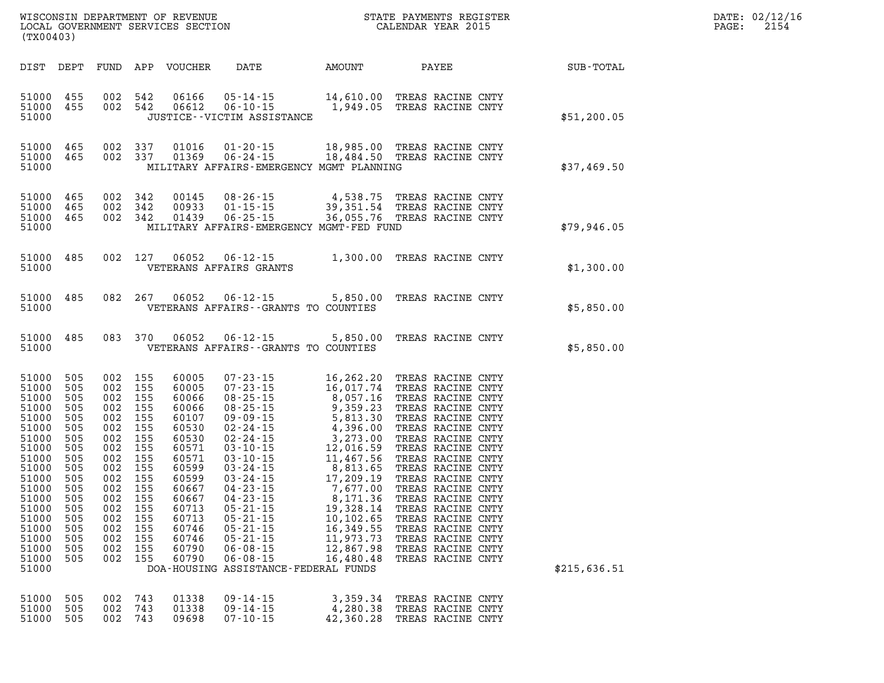WISCONSIN DEPARTMENT OF REVENUE
LOCAL GOVERNMENT SERVICES SECTION
(TX00403)

STATE PAYMENTS REGISTER
CALENDAR YEAR 2015

DATE: 02/12/16

| DIST | DEPT | FUND | APP | VOUCHER | DATE | AMOUNT | PAYEE | SUB-TOTAL |
|---|---|---|---|---|---|---|---|---|
| 51000 | 455 | 002 | 542 | 06166 | 05-14-15 | 14,610.00 | TREAS RACINE CNTY | |
| 51000 | 455 | 002 | 542 | 06612 | 06-10-15 | 1,949.05 | TREAS RACINE CNTY | |
| 51000 | | | | | JUSTICE--VICTIM ASSISTANCE | | | $51,200.05 |
| 51000 | 465 | 002 | 337 | 01016 | 01-20-15 | 18,985.00 | TREAS RACINE CNTY | |
| 51000 | 465 | 002 | 337 | 01369 | 06-24-15 | 18,484.50 | TREAS RACINE CNTY | |
| 51000 | | | | | MILITARY AFFAIRS-EMERGENCY MGMT PLANNING | | | $37,469.50 |
| 51000 | 465 | 002 | 342 | 00145 | 08-26-15 | 4,538.75 | TREAS RACINE CNTY | |
| 51000 | 465 | 002 | 342 | 00933 | 01-15-15 | 39,351.54 | TREAS RACINE CNTY | |
| 51000 | 465 | 002 | 342 | 01439 | 06-25-15 | 36,055.76 | TREAS RACINE CNTY | |
| 51000 | | | | | MILITARY AFFAIRS-EMERGENCY MGMT-FED FUND | | | $79,946.05 |
| 51000 | 485 | 002 | 127 | 06052 | 06-12-15 | 1,300.00 | TREAS RACINE CNTY | |
| 51000 | | | | | VETERANS AFFAIRS GRANTS | | | $1,300.00 |
| 51000 | 485 | 082 | 267 | 06052 | 06-12-15 | 5,850.00 | TREAS RACINE CNTY | |
| 51000 | | | | | VETERANS AFFAIRS--GRANTS TO COUNTIES | | | $5,850.00 |
| 51000 | 485 | 083 | 370 | 06052 | 06-12-15 | 5,850.00 | TREAS RACINE CNTY | |
| 51000 | | | | | VETERANS AFFAIRS--GRANTS TO COUNTIES | | | $5,850.00 |
| 51000 | 505 | 002 | 155 | 60005 | 07-23-15 | 16,262.20 | TREAS RACINE CNTY | |
| 51000 | 505 | 002 | 155 | 60005 | 07-23-15 | 16,017.74 | TREAS RACINE CNTY | |
| 51000 | 505 | 002 | 155 | 60066 | 08-25-15 | 8,057.16 | TREAS RACINE CNTY | |
| 51000 | 505 | 002 | 155 | 60066 | 08-25-15 | 9,359.23 | TREAS RACINE CNTY | |
| 51000 | 505 | 002 | 155 | 60107 | 09-09-15 | 5,813.30 | TREAS RACINE CNTY | |
| 51000 | 505 | 002 | 155 | 60530 | 02-24-15 | 4,396.00 | TREAS RACINE CNTY | |
| 51000 | 505 | 002 | 155 | 60530 | 02-24-15 | 3,273.00 | TREAS RACINE CNTY | |
| 51000 | 505 | 002 | 155 | 60571 | 03-10-15 | 12,016.59 | TREAS RACINE CNTY | |
| 51000 | 505 | 002 | 155 | 60571 | 03-10-15 | 11,467.56 | TREAS RACINE CNTY | |
| 51000 | 505 | 002 | 155 | 60599 | 03-24-15 | 8,813.65 | TREAS RACINE CNTY | |
| 51000 | 505 | 002 | 155 | 60599 | 03-24-15 | 17,209.19 | TREAS RACINE CNTY | |
| 51000 | 505 | 002 | 155 | 60667 | 04-23-15 | 7,677.00 | TREAS RACINE CNTY | |
| 51000 | 505 | 002 | 155 | 60667 | 04-23-15 | 8,171.36 | TREAS RACINE CNTY | |
| 51000 | 505 | 002 | 155 | 60713 | 05-21-15 | 19,328.14 | TREAS RACINE CNTY | |
| 51000 | 505 | 002 | 155 | 60713 | 05-21-15 | 10,102.65 | TREAS RACINE CNTY | |
| 51000 | 505 | 002 | 155 | 60746 | 05-21-15 | 16,349.55 | TREAS RACINE CNTY | |
| 51000 | 505 | 002 | 155 | 60746 | 05-21-15 | 11,973.73 | TREAS RACINE CNTY | |
| 51000 | 505 | 002 | 155 | 60790 | 06-08-15 | 12,867.98 | TREAS RACINE CNTY | |
| 51000 | 505 | 002 | 155 | 60790 | 06-08-15 | 16,480.48 | TREAS RACINE CNTY | |
| 51000 | | | | | DOA-HOUSING ASSISTANCE-FEDERAL FUNDS | | | $215,636.51 |
| 51000 | 505 | 002 | 743 | 01338 | 09-14-15 | 3,359.34 | TREAS RACINE CNTY | |
| 51000 | 505 | 002 | 743 | 01338 | 09-14-15 | 4,280.38 | TREAS RACINE CNTY | |
| 51000 | 505 | 002 | 743 | 09698 | 07-10-15 | 42,360.28 | TREAS RACINE CNTY | |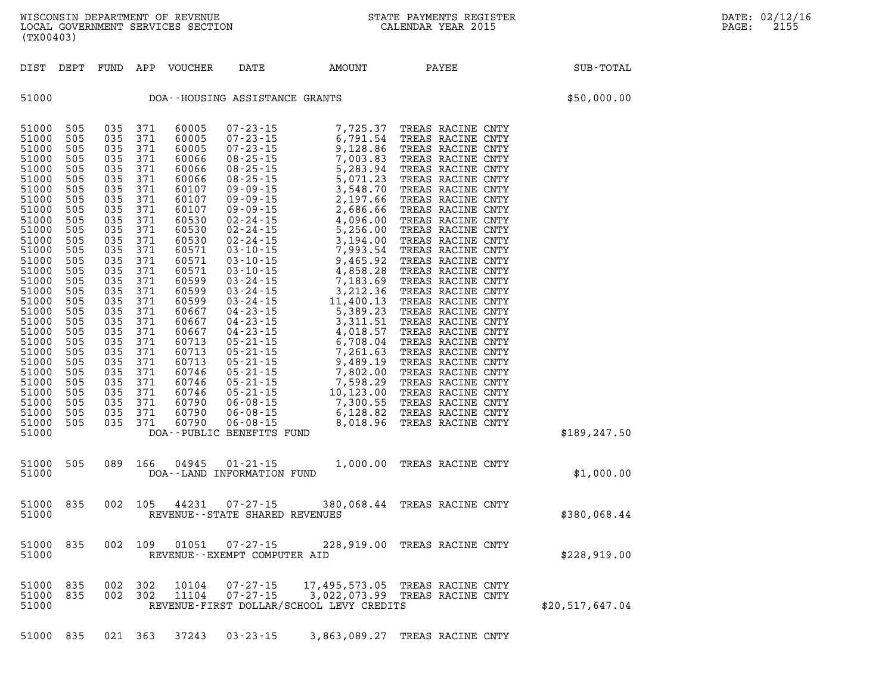WISCONSIN DEPARTMENT OF REVENUE
LOCAL GOVERNMENT SERVICES SECTION
(TX00403)

STATE PAYMENTS REGISTER
CALENDAR YEAR 2015

DATE: 02/12/16
PAGE: 2155

| DIST | DEPT | FUND | APP | VOUCHER | DATE | AMOUNT | PAYEE | SUB-TOTAL |
|---|---|---|---|---|---|---|---|---|
| 51000 | | | | | DOA--HOUSING ASSISTANCE GRANTS | | | $50,000.00 |
| 51000 | 505 | 035 | 371 | 60005 | 07-23-15 | 7,725.37 | TREAS RACINE CNTY | |
| 51000 | 505 | 035 | 371 | 60005 | 07-23-15 | 6,791.54 | TREAS RACINE CNTY | |
| 51000 | 505 | 035 | 371 | 60005 | 07-23-15 | 9,128.86 | TREAS RACINE CNTY | |
| 51000 | 505 | 035 | 371 | 60066 | 08-25-15 | 7,003.83 | TREAS RACINE CNTY | |
| 51000 | 505 | 035 | 371 | 60066 | 08-25-15 | 5,283.94 | TREAS RACINE CNTY | |
| 51000 | 505 | 035 | 371 | 60066 | 08-25-15 | 5,071.23 | TREAS RACINE CNTY | |
| 51000 | 505 | 035 | 371 | 60107 | 09-09-15 | 3,548.70 | TREAS RACINE CNTY | |
| 51000 | 505 | 035 | 371 | 60107 | 09-09-15 | 2,197.66 | TREAS RACINE CNTY | |
| 51000 | 505 | 035 | 371 | 60107 | 09-09-15 | 2,686.66 | TREAS RACINE CNTY | |
| 51000 | 505 | 035 | 371 | 60530 | 02-24-15 | 4,096.00 | TREAS RACINE CNTY | |
| 51000 | 505 | 035 | 371 | 60530 | 02-24-15 | 5,256.00 | TREAS RACINE CNTY | |
| 51000 | 505 | 035 | 371 | 60530 | 02-24-15 | 3,194.00 | TREAS RACINE CNTY | |
| 51000 | 505 | 035 | 371 | 60571 | 03-10-15 | 7,993.54 | TREAS RACINE CNTY | |
| 51000 | 505 | 035 | 371 | 60571 | 03-10-15 | 9,465.92 | TREAS RACINE CNTY | |
| 51000 | 505 | 035 | 371 | 60571 | 03-10-15 | 4,858.28 | TREAS RACINE CNTY | |
| 51000 | 505 | 035 | 371 | 60599 | 03-24-15 | 7,183.69 | TREAS RACINE CNTY | |
| 51000 | 505 | 035 | 371 | 60599 | 03-24-15 | 3,212.36 | TREAS RACINE CNTY | |
| 51000 | 505 | 035 | 371 | 60599 | 03-24-15 | 11,400.13 | TREAS RACINE CNTY | |
| 51000 | 505 | 035 | 371 | 60667 | 04-23-15 | 5,389.23 | TREAS RACINE CNTY | |
| 51000 | 505 | 035 | 371 | 60667 | 04-23-15 | 3,311.51 | TREAS RACINE CNTY | |
| 51000 | 505 | 035 | 371 | 60667 | 04-23-15 | 4,018.57 | TREAS RACINE CNTY | |
| 51000 | 505 | 035 | 371 | 60713 | 05-21-15 | 6,708.04 | TREAS RACINE CNTY | |
| 51000 | 505 | 035 | 371 | 60713 | 05-21-15 | 7,261.63 | TREAS RACINE CNTY | |
| 51000 | 505 | 035 | 371 | 60713 | 05-21-15 | 9,489.19 | TREAS RACINE CNTY | |
| 51000 | 505 | 035 | 371 | 60746 | 05-21-15 | 7,802.00 | TREAS RACINE CNTY | |
| 51000 | 505 | 035 | 371 | 60746 | 05-21-15 | 7,598.29 | TREAS RACINE CNTY | |
| 51000 | 505 | 035 | 371 | 60746 | 05-21-15 | 10,123.00 | TREAS RACINE CNTY | |
| 51000 | 505 | 035 | 371 | 60790 | 06-08-15 | 7,300.55 | TREAS RACINE CNTY | |
| 51000 | 505 | 035 | 371 | 60790 | 06-08-15 | 6,128.82 | TREAS RACINE CNTY | |
| 51000 | 505 | 035 | 371 | 60790 | 06-08-15 | 8,018.96 | TREAS RACINE CNTY | |
| 51000 | | | | | DOA--PUBLIC BENEFITS FUND | | | $189,247.50 |
| 51000 | 505 | 089 | 166 | 04945 | 01-21-15 | 1,000.00 | TREAS RACINE CNTY | |
| 51000 | | | | | DOA--LAND INFORMATION FUND | | | $1,000.00 |
| 51000 | 835 | 002 | 105 | 44231 | 07-27-15 | 380,068.44 | TREAS RACINE CNTY | |
| 51000 | | | | | REVENUE--STATE SHARED REVENUES | | | $380,068.44 |
| 51000 | 835 | 002 | 109 | 01051 | 07-27-15 | 228,919.00 | TREAS RACINE CNTY | |
| 51000 | | | | | REVENUE--EXEMPT COMPUTER AID | | | $228,919.00 |
| 51000 | 835 | 002 | 302 | 10104 | 07-27-15 | 17,495,573.05 | TREAS RACINE CNTY | |
| 51000 | 835 | 002 | 302 | 11104 | 07-27-15 | 3,022,073.99 | TREAS RACINE CNTY | |
| 51000 | | | | | REVENUE-FIRST DOLLAR/SCHOOL LEVY CREDITS | | | $20,517,647.04 |
| 51000 | 835 | 021 | 363 | 37243 | 03-23-15 | 3,863,089.27 | TREAS RACINE CNTY | |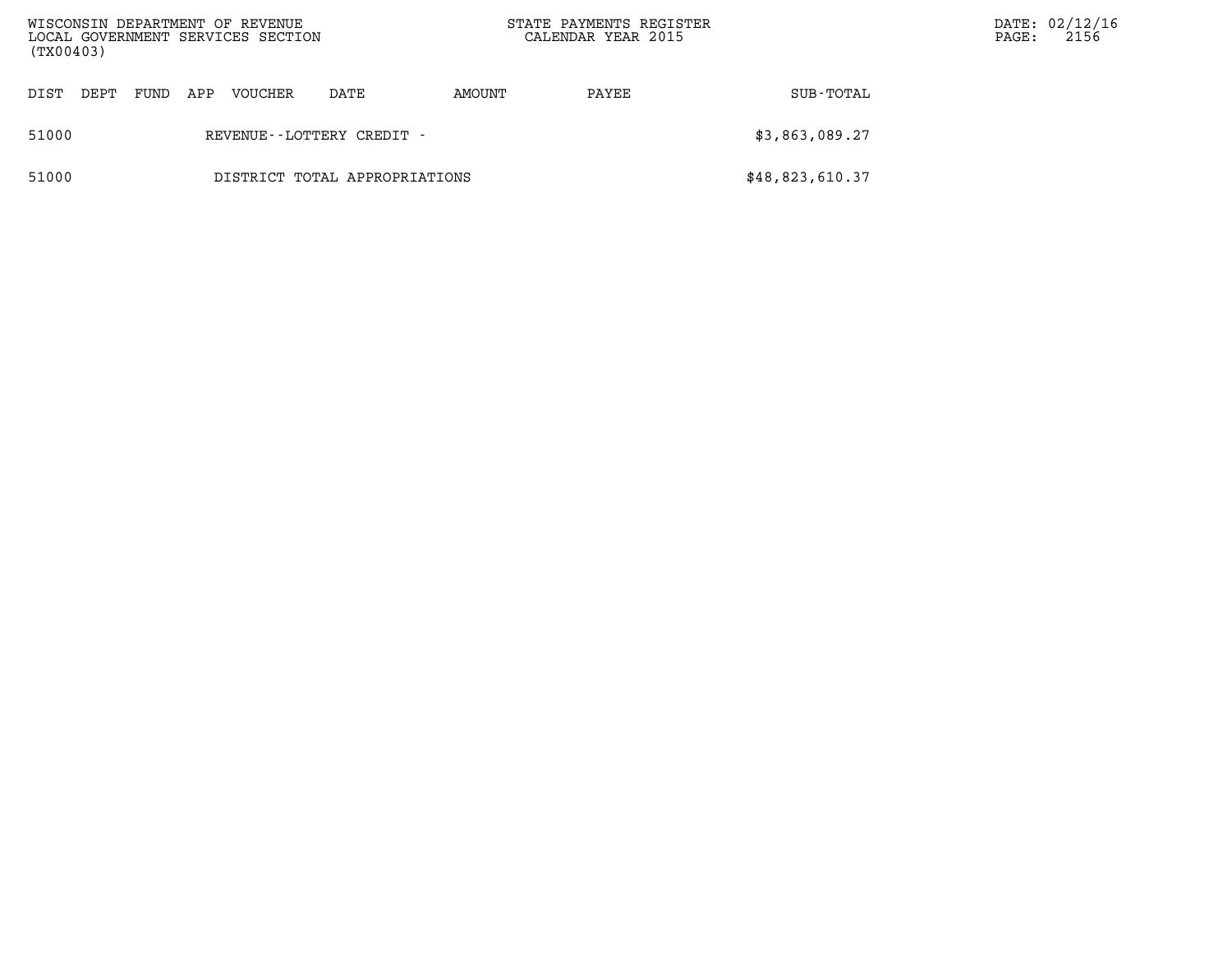| DIST | DEPT | FUND | APP | VOUCHER | DATE | AMOUNT | PAYEE | SUB-TOTAL |
|---|---|---|---|---|---|---|---|---|
| 51000 | | | | REVENUE--LOTTERY CREDIT - | | | | $3,863,089.27 |
| 51000 | | | | DISTRICT TOTAL APPROPRIATIONS | | | | $48,823,610.37 |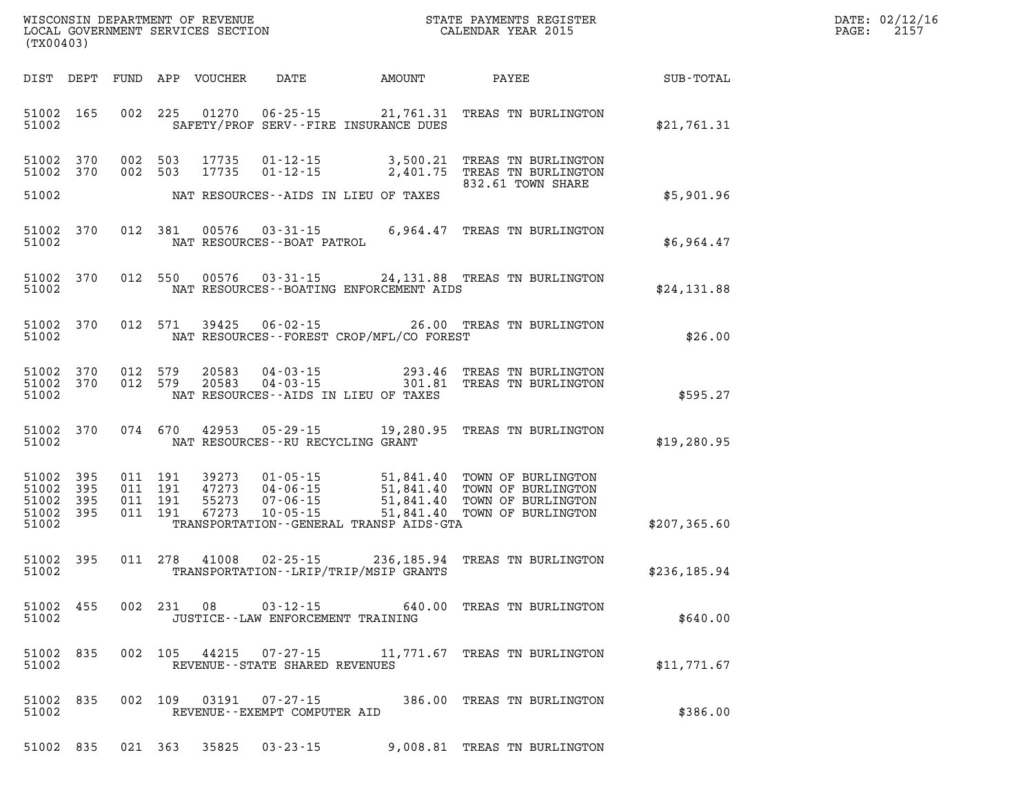WISCONSIN DEPARTMENT OF REVENUE
LOCAL GOVERNMENT SERVICES SECTION
(TX00403)

STATE PAYMENTS REGISTER
CALENDAR YEAR 2015

DATE: 02/12/16

| DIST | DEPT | FUND | APP | VOUCHER | DATE | AMOUNT | PAYEE | SUB-TOTAL |
|---|---|---|---|---|---|---|---|---|
| 51002 | 165 | 002 | 225 | 01270 | 06-25-15 | 21,761.31 | TREAS TN BURLINGTON | |
| 51002 | | | | | SAFETY/PROF SERV--FIRE INSURANCE DUES | | | $21,761.31 |
| 51002 | 370 | 002 | 503 | 17735 | 01-12-15 | 3,500.21 | TREAS TN BURLINGTON | |
| 51002 | 370 | 002 | 503 | 17735 | 01-12-15 | 2,401.75 | TREAS TN BURLINGTON | |
| | | | | | | | 832.61 TOWN SHARE | |
| 51002 | | | | | NAT RESOURCES--AIDS IN LIEU OF TAXES | | | $5,901.96 |
| 51002 | 370 | 012 | 381 | 00576 | 03-31-15 | 6,964.47 | TREAS TN BURLINGTON | |
| 51002 | | | | | NAT RESOURCES--BOAT PATROL | | | $6,964.47 |
| 51002 | 370 | 012 | 550 | 00576 | 03-31-15 | 24,131.88 | TREAS TN BURLINGTON | |
| 51002 | | | | | NAT RESOURCES--BOATING ENFORCEMENT AIDS | | | $24,131.88 |
| 51002 | 370 | 012 | 571 | 39425 | 06-02-15 | 26.00 | TREAS TN BURLINGTON | |
| 51002 | | | | | NAT RESOURCES--FOREST CROP/MFL/CO FOREST | | | $26.00 |
| 51002 | 370 | 012 | 579 | 20583 | 04-03-15 | 293.46 | TREAS TN BURLINGTON | |
| 51002 | 370 | 012 | 579 | 20583 | 04-03-15 | 301.81 | TREAS TN BURLINGTON | |
| 51002 | | | | | NAT RESOURCES--AIDS IN LIEU OF TAXES | | | $595.27 |
| 51002 | 370 | 074 | 670 | 42953 | 05-29-15 | 19,280.95 | TREAS TN BURLINGTON | |
| 51002 | | | | | NAT RESOURCES--RU RECYCLING GRANT | | | $19,280.95 |
| 51002 | 395 | 011 | 191 | 39273 | 01-05-15 | 51,841.40 | TOWN OF BURLINGTON | |
| 51002 | 395 | 011 | 191 | 47273 | 04-06-15 | 51,841.40 | TOWN OF BURLINGTON | |
| 51002 | 395 | 011 | 191 | 55273 | 07-06-15 | 51,841.40 | TOWN OF BURLINGTON | |
| 51002 | 395 | 011 | 191 | 67273 | 10-05-15 | 51,841.40 | TOWN OF BURLINGTON | |
| 51002 | | | | | TRANSPORTATION--GENERAL TRANSP AIDS-GTA | | | $207,365.60 |
| 51002 | 395 | 011 | 278 | 41008 | 02-25-15 | 236,185.94 | TREAS TN BURLINGTON | |
| 51002 | | | | | TRANSPORTATION--LRIP/TRIP/MSIP GRANTS | | | $236,185.94 |
| 51002 | 455 | 002 | 231 | 08 | 03-12-15 | 640.00 | TREAS TN BURLINGTON | |
| 51002 | | | | | JUSTICE--LAW ENFORCEMENT TRAINING | | | $640.00 |
| 51002 | 835 | 002 | 105 | 44215 | 07-27-15 | 11,771.67 | TREAS TN BURLINGTON | |
| 51002 | | | | | REVENUE--STATE SHARED REVENUES | | | $11,771.67 |
| 51002 | 835 | 002 | 109 | 03191 | 07-27-15 | 386.00 | TREAS TN BURLINGTON | |
| 51002 | | | | | REVENUE--EXEMPT COMPUTER AID | | | $386.00 |
| 51002 | 835 | 021 | 363 | 35825 | 03-23-15 | 9,008.81 | TREAS TN BURLINGTON | |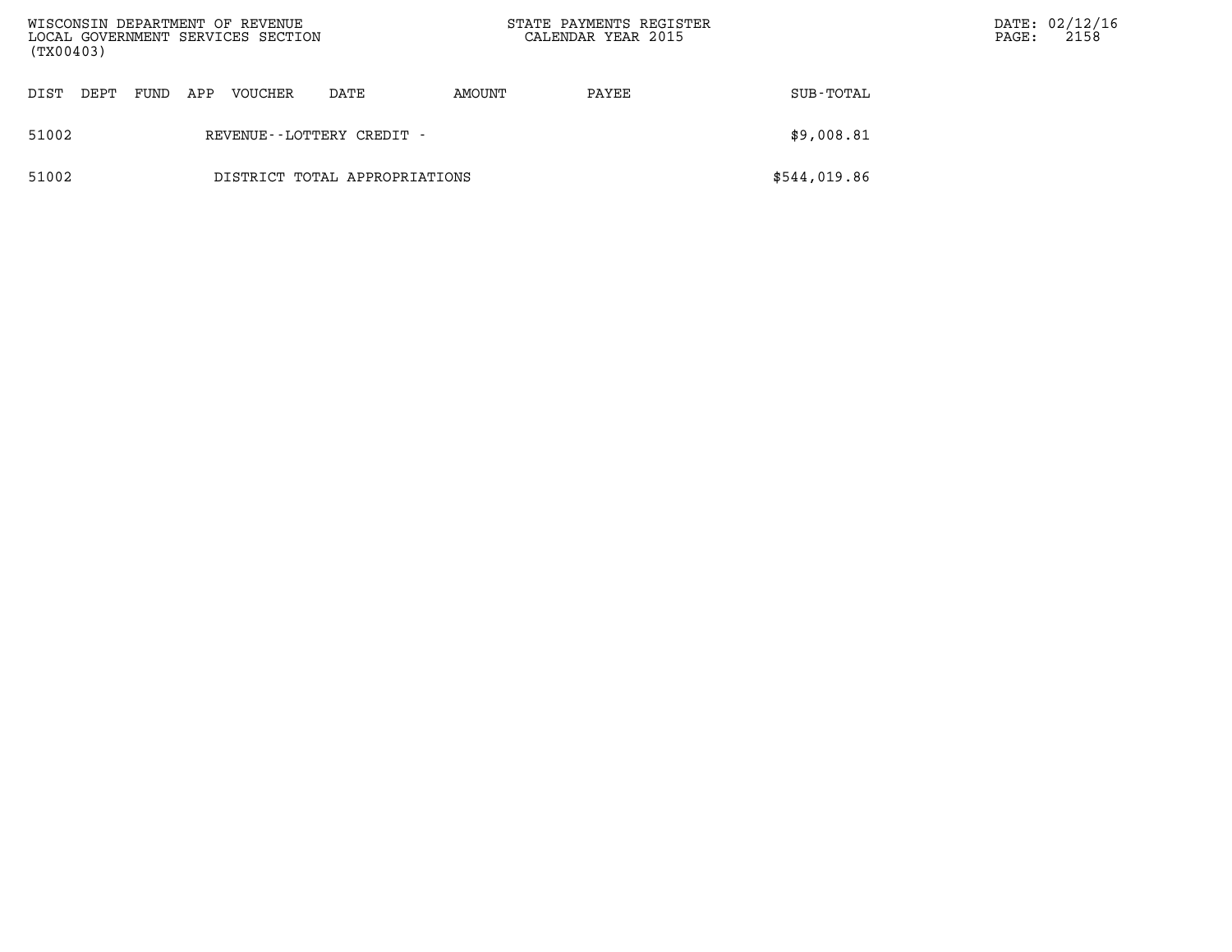| DIST | DEPT | FUND | APP | VOUCHER | DATE | AMOUNT | PAYEE | SUB-TOTAL |
|---|---|---|---|---|---|---|---|---|
| 51002 | | | | REVENUE--LOTTERY CREDIT - | | | | $9,008.81 |
| 51002 | | | | DISTRICT TOTAL APPROPRIATIONS | | | | $544,019.86 |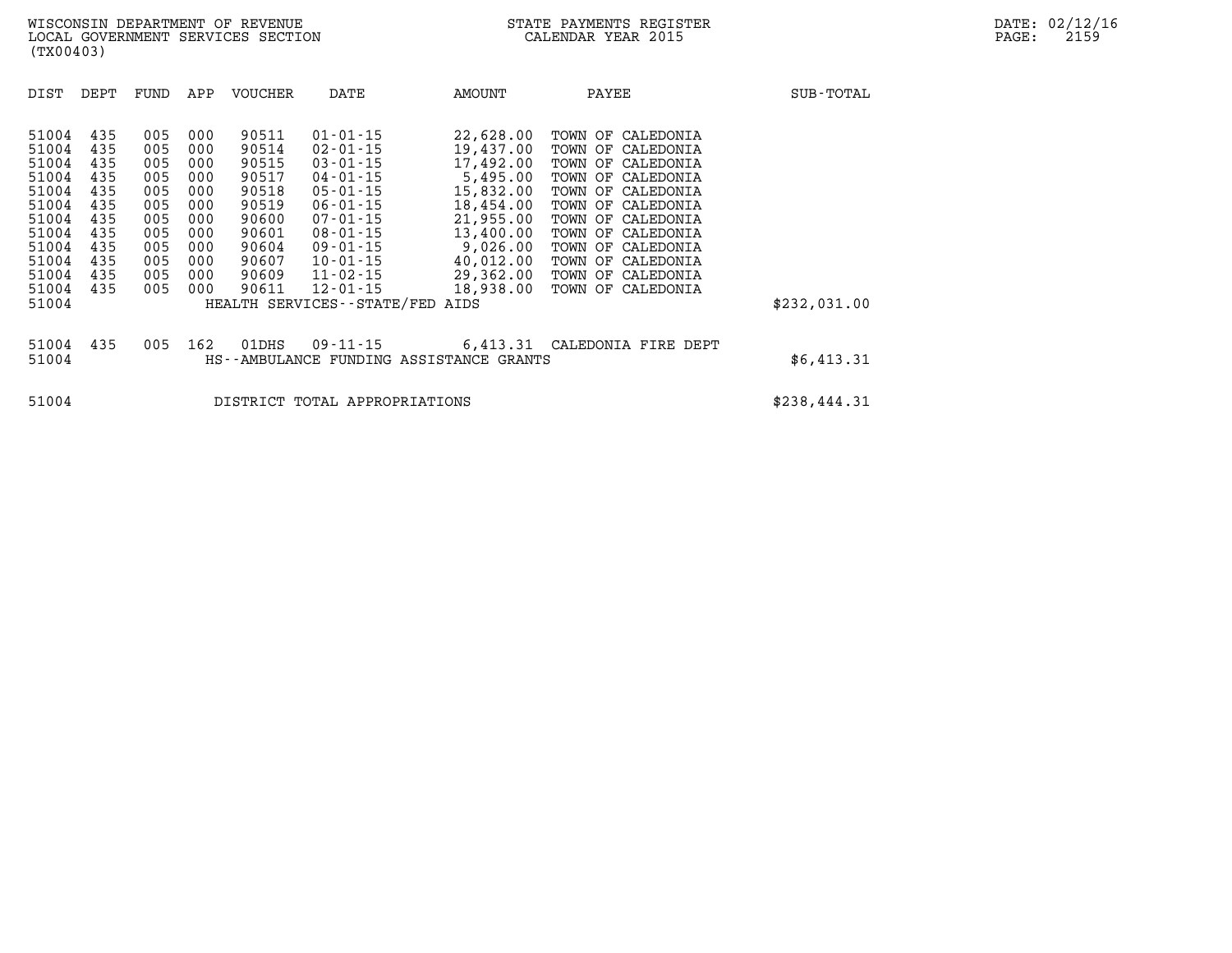WISCONSIN DEPARTMENT OF REVENUE
LOCAL GOVERNMENT SERVICES SECTION
(TX00403)

STATE PAYMENTS REGISTER
CALENDAR YEAR 2015

DATE: 02/12/16
PAGE: 2159

| DIST | DEPT | FUND | APP | VOUCHER | DATE | AMOUNT | PAYEE | SUB-TOTAL |
|---|---|---|---|---|---|---|---|---|
| 51004 | 435 | 005 | 000 | 90511 | 01-01-15 | 22,628.00 | TOWN OF CALEDONIA | |
| 51004 | 435 | 005 | 000 | 90514 | 02-01-15 | 19,437.00 | TOWN OF CALEDONIA | |
| 51004 | 435 | 005 | 000 | 90515 | 03-01-15 | 17,492.00 | TOWN OF CALEDONIA | |
| 51004 | 435 | 005 | 000 | 90517 | 04-01-15 | 5,495.00 | TOWN OF CALEDONIA | |
| 51004 | 435 | 005 | 000 | 90518 | 05-01-15 | 15,832.00 | TOWN OF CALEDONIA | |
| 51004 | 435 | 005 | 000 | 90519 | 06-01-15 | 18,454.00 | TOWN OF CALEDONIA | |
| 51004 | 435 | 005 | 000 | 90600 | 07-01-15 | 21,955.00 | TOWN OF CALEDONIA | |
| 51004 | 435 | 005 | 000 | 90601 | 08-01-15 | 13,400.00 | TOWN OF CALEDONIA | |
| 51004 | 435 | 005 | 000 | 90604 | 09-01-15 | 9,026.00 | TOWN OF CALEDONIA | |
| 51004 | 435 | 005 | 000 | 90607 | 10-01-15 | 40,012.00 | TOWN OF CALEDONIA | |
| 51004 | 435 | 005 | 000 | 90609 | 11-02-15 | 29,362.00 | TOWN OF CALEDONIA | |
| 51004 | 435 | 005 | 000 | 90611 | 12-01-15 | 18,938.00 | TOWN OF CALEDONIA | |
| 51004 | | | | HEALTH SERVICES--STATE/FED AIDS | | | | $232,031.00 |
| 51004 | 435 | 005 | 162 | 01DHS | 09-11-15 | 6,413.31 | CALEDONIA FIRE DEPT | |
| 51004 | | | | HS--AMBULANCE FUNDING ASSISTANCE GRANTS | | | | $6,413.31 |
| 51004 | | | | DISTRICT TOTAL APPROPRIATIONS | | | | $238,444.31 |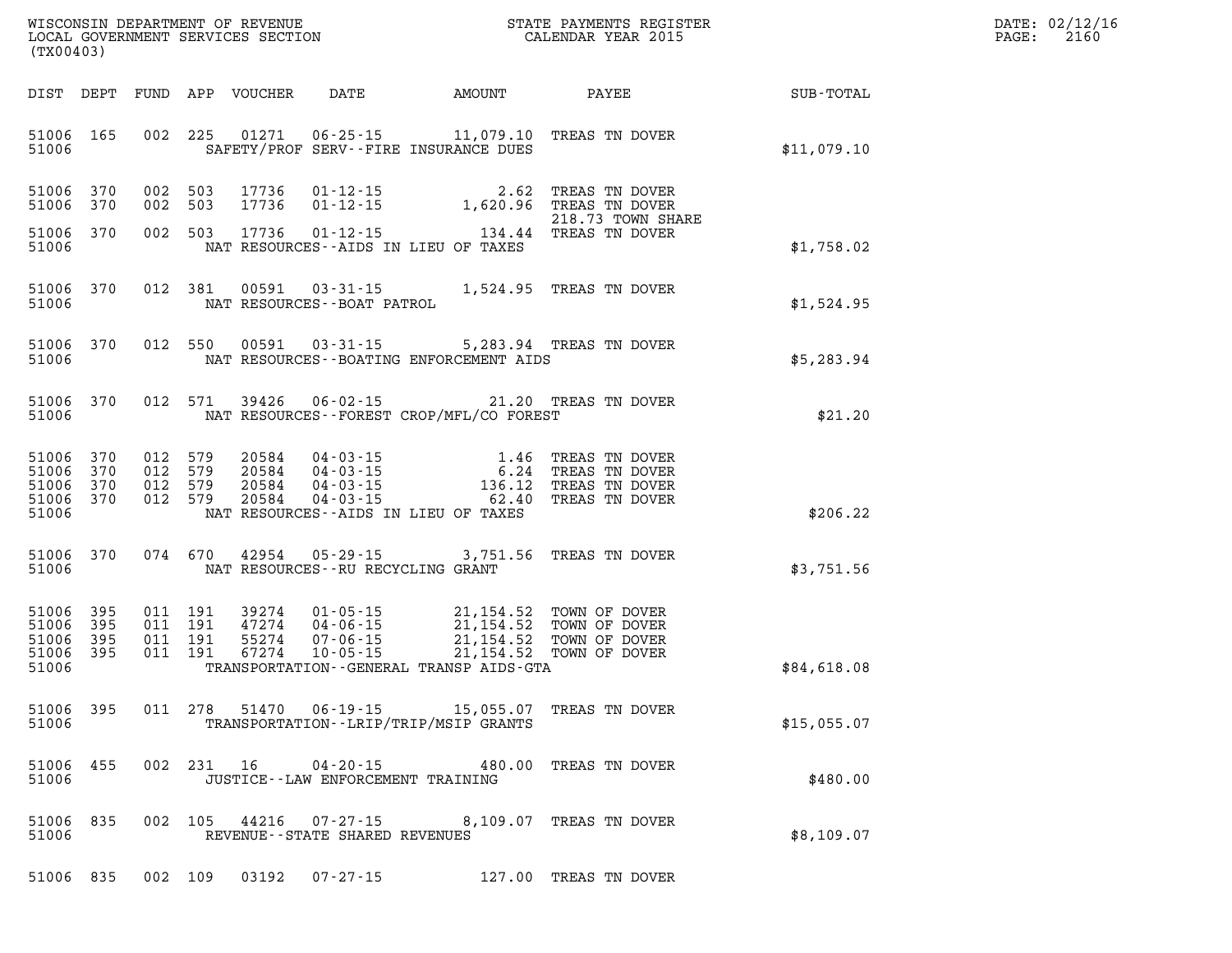WISCONSIN DEPARTMENT OF REVENUE
LOCAL GOVERNMENT SERVICES SECTION
(TX00403)

STATE PAYMENTS REGISTER
CALENDAR YEAR 2015

DATE: 02/12/16
PAGE: 2160

| DIST | DEPT | FUND | APP | VOUCHER | DATE | AMOUNT | PAYEE | SUB-TOTAL |
|---|---|---|---|---|---|---|---|---|
| 51006 | 165 | 002 | 225 | 01271 | 06-25-15 | 11,079.10 | TREAS TN DOVER | |
| 51006 | | | | | SAFETY/PROF SERV--FIRE INSURANCE DUES | | | $11,079.10 |
| 51006 | 370 | 002 | 503 | 17736 | 01-12-15 | 2.62 | TREAS TN DOVER | |
| 51006 | 370 | 002 | 503 | 17736 | 01-12-15 | 1,620.96 | TREAS TN DOVER 218.73 TOWN SHARE | |
| 51006 | 370 | 002 | 503 | 17736 | 01-12-15 | 134.44 | TREAS TN DOVER | |
| 51006 | | | | | NAT RESOURCES--AIDS IN LIEU OF TAXES | | | $1,758.02 |
| 51006 | 370 | 012 | 381 | 00591 | 03-31-15 | 1,524.95 | TREAS TN DOVER | |
| 51006 | | | | | NAT RESOURCES--BOAT PATROL | | | $1,524.95 |
| 51006 | 370 | 012 | 550 | 00591 | 03-31-15 | 5,283.94 | TREAS TN DOVER | |
| 51006 | | | | | NAT RESOURCES--BOATING ENFORCEMENT AIDS | | | $5,283.94 |
| 51006 | 370 | 012 | 571 | 39426 | 06-02-15 | 21.20 | TREAS TN DOVER | |
| 51006 | | | | | NAT RESOURCES--FOREST CROP/MFL/CO FOREST | | | $21.20 |
| 51006 | 370 | 012 | 579 | 20584 | 04-03-15 | 1.46 | TREAS TN DOVER | |
| 51006 | 370 | 012 | 579 | 20584 | 04-03-15 | 6.24 | TREAS TN DOVER | |
| 51006 | 370 | 012 | 579 | 20584 | 04-03-15 | 136.12 | TREAS TN DOVER | |
| 51006 | 370 | 012 | 579 | 20584 | 04-03-15 | 62.40 | TREAS TN DOVER | |
| 51006 | | | | | NAT RESOURCES--AIDS IN LIEU OF TAXES | | | $206.22 |
| 51006 | 370 | 074 | 670 | 42954 | 05-29-15 | 3,751.56 | TREAS TN DOVER | |
| 51006 | | | | | NAT RESOURCES--RU RECYCLING GRANT | | | $3,751.56 |
| 51006 | 395 | 011 | 191 | 39274 | 01-05-15 | 21,154.52 | TOWN OF DOVER | |
| 51006 | 395 | 011 | 191 | 47274 | 04-06-15 | 21,154.52 | TOWN OF DOVER | |
| 51006 | 395 | 011 | 191 | 55274 | 07-06-15 | 21,154.52 | TOWN OF DOVER | |
| 51006 | 395 | 011 | 191 | 67274 | 10-05-15 | 21,154.52 | TOWN OF DOVER | |
| 51006 | | | | | TRANSPORTATION--GENERAL TRANSP AIDS-GTA | | | $84,618.08 |
| 51006 | 395 | 011 | 278 | 51470 | 06-19-15 | 15,055.07 | TREAS TN DOVER | |
| 51006 | | | | | TRANSPORTATION--LRIP/TRIP/MSIP GRANTS | | | $15,055.07 |
| 51006 | 455 | 002 | 231 | 16 | 04-20-15 | 480.00 | TREAS TN DOVER | |
| 51006 | | | | | JUSTICE--LAW ENFORCEMENT TRAINING | | | $480.00 |
| 51006 | 835 | 002 | 105 | 44216 | 07-27-15 | 8,109.07 | TREAS TN DOVER | |
| 51006 | | | | | REVENUE--STATE SHARED REVENUES | | | $8,109.07 |
| 51006 | 835 | 002 | 109 | 03192 | 07-27-15 | 127.00 | TREAS TN DOVER | |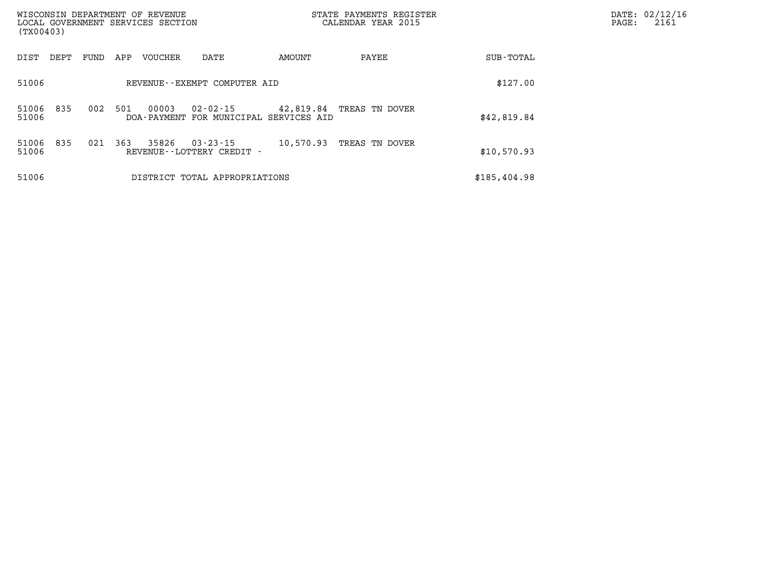| DIST | DEPT | FUND | APP | VOUCHER | DATE | AMOUNT | PAYEE | SUB-TOTAL |
|---|---|---|---|---|---|---|---|---|
| 51006 | | | | REVENUE--EXEMPT COMPUTER AID | | | | $127.00 |
| 51006 | 835 | 002 | 501 | 00003 | 02-02-15 | 42,819.84 | TREAS TN DOVER | |
| 51006 | | | | DOA-PAYMENT FOR MUNICIPAL SERVICES AID | | | | $42,819.84 |
| 51006 | 835 | 021 | 363 | 35826 | 03-23-15 | 10,570.93 | TREAS TN DOVER | |
| 51006 | | | | REVENUE--LOTTERY CREDIT - | | | | $10,570.93 |
| 51006 | | | | DISTRICT TOTAL APPROPRIATIONS | | | | $185,404.98 |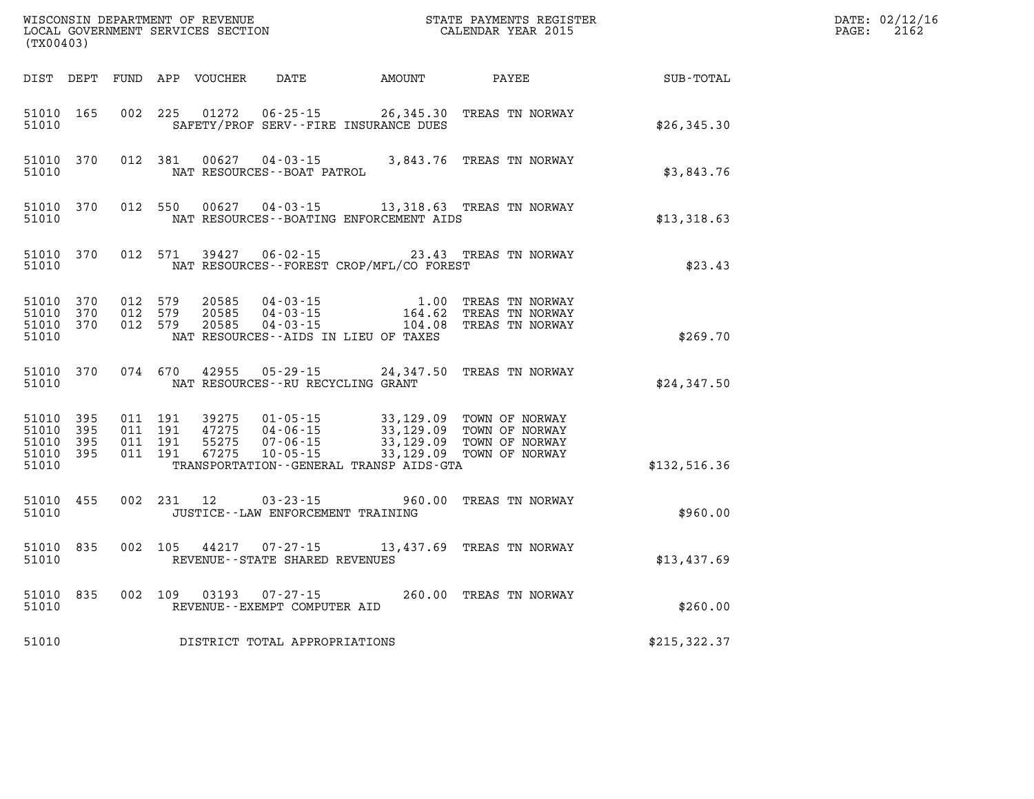WISCONSIN DEPARTMENT OF REVENUE
LOCAL GOVERNMENT SERVICES SECTION
(TX00403)

STATE PAYMENTS REGISTER
CALENDAR YEAR 2015

DATE: 02/12/16
PAGE: 2162

| DIST | DEPT | FUND | APP | VOUCHER | DATE | AMOUNT | PAYEE | SUB-TOTAL |
|---|---|---|---|---|---|---|---|---|
| 51010 | 165 | 002 | 225 | 01272 | 06-25-15 | 26,345.30 | TREAS TN NORWAY | |
| 51010 | | | | SAFETY/PROF SERV--FIRE INSURANCE DUES | | | | $26,345.30 |
| 51010 | 370 | 012 | 381 | 00627 | 04-03-15 | 3,843.76 | TREAS TN NORWAY | |
| 51010 | | | | NAT RESOURCES--BOAT PATROL | | | | $3,843.76 |
| 51010 | 370 | 012 | 550 | 00627 | 04-03-15 | 13,318.63 | TREAS TN NORWAY | |
| 51010 | | | | NAT RESOURCES--BOATING ENFORCEMENT AIDS | | | | $13,318.63 |
| 51010 | 370 | 012 | 571 | 39427 | 06-02-15 | 23.43 | TREAS TN NORWAY | |
| 51010 | | | | NAT RESOURCES--FOREST CROP/MFL/CO FOREST | | | | $23.43 |
| 51010 | 370 | 012 | 579 | 20585 | 04-03-15 | 1.00 | TREAS TN NORWAY | |
| 51010 | 370 | 012 | 579 | 20585 | 04-03-15 | 164.62 | TREAS TN NORWAY | |
| 51010 | 370 | 012 | 579 | 20585 | 04-03-15 | 104.08 | TREAS TN NORWAY | |
| 51010 | | | | NAT RESOURCES--AIDS IN LIEU OF TAXES | | | | $269.70 |
| 51010 | 370 | 074 | 670 | 42955 | 05-29-15 | 24,347.50 | TREAS TN NORWAY | |
| 51010 | | | | NAT RESOURCES--RU RECYCLING GRANT | | | | $24,347.50 |
| 51010 | 395 | 011 | 191 | 39275 | 01-05-15 | 33,129.09 | TOWN OF NORWAY | |
| 51010 | 395 | 011 | 191 | 47275 | 04-06-15 | 33,129.09 | TOWN OF NORWAY | |
| 51010 | 395 | 011 | 191 | 55275 | 07-06-15 | 33,129.09 | TOWN OF NORWAY | |
| 51010 | 395 | 011 | 191 | 67275 | 10-05-15 | 33,129.09 | TOWN OF NORWAY | |
| 51010 | | | | TRANSPORTATION--GENERAL TRANSP AIDS-GTA | | | | $132,516.36 |
| 51010 | 455 | 002 | 231 | 12 | 03-23-15 | 960.00 | TREAS TN NORWAY | |
| 51010 | | | | JUSTICE--LAW ENFORCEMENT TRAINING | | | | $960.00 |
| 51010 | 835 | 002 | 105 | 44217 | 07-27-15 | 13,437.69 | TREAS TN NORWAY | |
| 51010 | | | | REVENUE--STATE SHARED REVENUES | | | | $13,437.69 |
| 51010 | 835 | 002 | 109 | 03193 | 07-27-15 | 260.00 | TREAS TN NORWAY | |
| 51010 | | | | REVENUE--EXEMPT COMPUTER AID | | | | $260.00 |
| 51010 | | | | DISTRICT TOTAL APPROPRIATIONS | | | | $215,322.37 |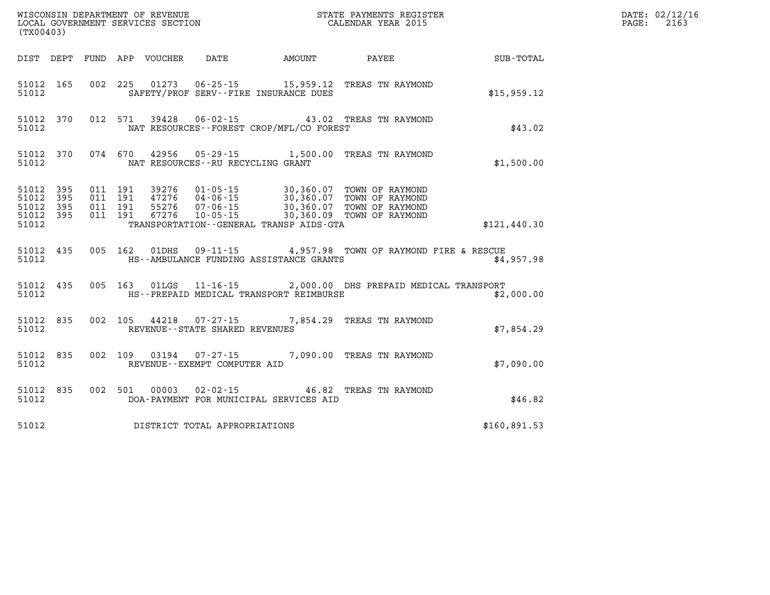WISCONSIN DEPARTMENT OF REVENUE
LOCAL GOVERNMENT SERVICES SECTION
(TX00403)

STATE PAYMENTS REGISTER
CALENDAR YEAR 2015

DATE: 02/12/16
PAGE: 2163

| DIST | DEPT | FUND | APP | VOUCHER | DATE | AMOUNT | PAYEE | SUB-TOTAL |
|---|---|---|---|---|---|---|---|---|
| 51012 | 165 | 002 | 225 | 01273 | 06-25-15 | 15,959.12 | TREAS TN RAYMOND | |
| 51012 | | | | | SAFETY/PROF SERV--FIRE INSURANCE DUES | | | $15,959.12 |
| 51012 | 370 | 012 | 571 | 39428 | 06-02-15 | 43.02 | TREAS TN RAYMOND | |
| 51012 | | | | | NAT RESOURCES--FOREST CROP/MFL/CO FOREST | | | $43.02 |
| 51012 | 370 | 074 | 670 | 42956 | 05-29-15 | 1,500.00 | TREAS TN RAYMOND | |
| 51012 | | | | | NAT RESOURCES--RU RECYCLING GRANT | | | $1,500.00 |
| 51012 | 395 | 011 | 191 | 39276 | 01-05-15 | 30,360.07 | TOWN OF RAYMOND | |
| 51012 | 395 | 011 | 191 | 47276 | 04-06-15 | 30,360.07 | TOWN OF RAYMOND | |
| 51012 | 395 | 011 | 191 | 55276 | 07-06-15 | 30,360.07 | TOWN OF RAYMOND | |
| 51012 | 395 | 011 | 191 | 67276 | 10-05-15 | 30,360.09 | TOWN OF RAYMOND | |
| 51012 | | | | | TRANSPORTATION--GENERAL TRANSP AIDS-GTA | | | $121,440.30 |
| 51012 | 435 | 005 | 162 | 01DHS | 09-11-15 | 4,957.98 | TOWN OF RAYMOND FIRE & RESCUE | |
| 51012 | | | | | HS--AMBULANCE FUNDING ASSISTANCE GRANTS | | | $4,957.98 |
| 51012 | 435 | 005 | 163 | 01LGS | 11-16-15 | 2,000.00 | DHS PREPAID MEDICAL TRANSPORT | |
| 51012 | | | | | HS--PREPAID MEDICAL TRANSPORT REIMBURSE | | | $2,000.00 |
| 51012 | 835 | 002 | 105 | 44218 | 07-27-15 | 7,854.29 | TREAS TN RAYMOND | |
| 51012 | | | | | REVENUE--STATE SHARED REVENUES | | | $7,854.29 |
| 51012 | 835 | 002 | 109 | 03194 | 07-27-15 | 7,090.00 | TREAS TN RAYMOND | |
| 51012 | | | | | REVENUE--EXEMPT COMPUTER AID | | | $7,090.00 |
| 51012 | 835 | 002 | 501 | 00003 | 02-02-15 | 46.82 | TREAS TN RAYMOND | |
| 51012 | | | | | DOA-PAYMENT FOR MUNICIPAL SERVICES AID | | | $46.82 |
| 51012 | | | | | DISTRICT TOTAL APPROPRIATIONS | | | $160,891.53 |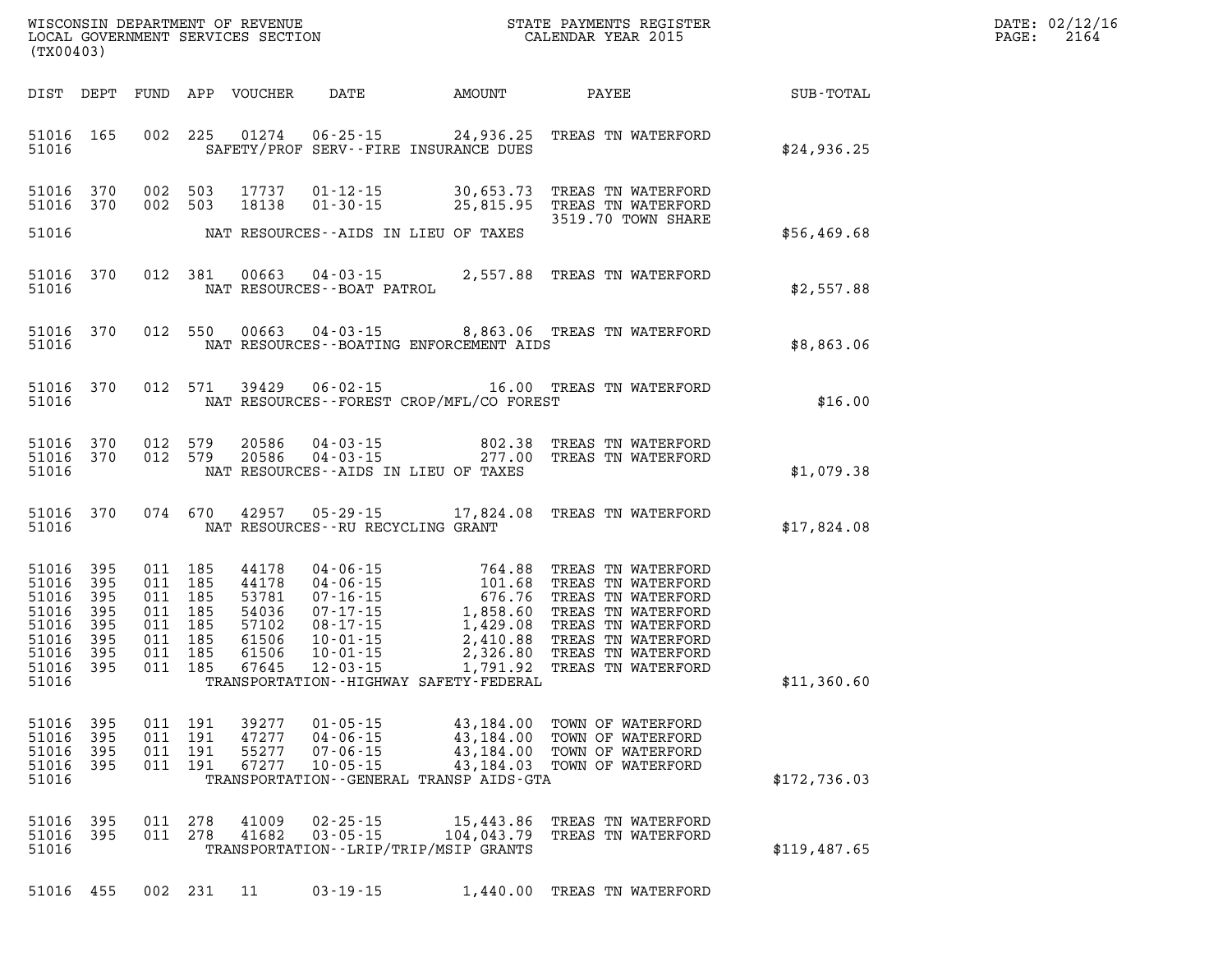WISCONSIN DEPARTMENT OF REVENUE
LOCAL GOVERNMENT SERVICES SECTION
(TX00403)

STATE PAYMENTS REGISTER
CALENDAR YEAR 2015

DATE: 02/12/16

| DIST | DEPT | FUND | APP | VOUCHER | DATE | AMOUNT | PAYEE | SUB-TOTAL |
|---|---|---|---|---|---|---|---|---|
| 51016 | 165 | 002 | 225 | 01274 | 06-25-15 | 24,936.25 | TREAS TN WATERFORD | |
| 51016 | | | | | SAFETY/PROF SERV--FIRE INSURANCE DUES | | | $24,936.25 |
| 51016 | 370 | 002 | 503 | 17737 | 01-12-15 | 30,653.73 | TREAS TN WATERFORD | |
| 51016 | 370 | 002 | 503 | 18138 | 01-30-15 | 25,815.95 | TREAS TN WATERFORD | |
| | | | | | | | 3519.70 TOWN SHARE | |
| 51016 | | | | | NAT RESOURCES--AIDS IN LIEU OF TAXES | | | $56,469.68 |
| 51016 | 370 | 012 | 381 | 00663 | 04-03-15 | 2,557.88 | TREAS TN WATERFORD | |
| 51016 | | | | | NAT RESOURCES--BOAT PATROL | | | $2,557.88 |
| 51016 | 370 | 012 | 550 | 00663 | 04-03-15 | 8,863.06 | TREAS TN WATERFORD | |
| 51016 | | | | | NAT RESOURCES--BOATING ENFORCEMENT AIDS | | | $8,863.06 |
| 51016 | 370 | 012 | 571 | 39429 | 06-02-15 | 16.00 | TREAS TN WATERFORD | |
| 51016 | | | | | NAT RESOURCES--FOREST CROP/MFL/CO FOREST | | | $16.00 |
| 51016 | 370 | 012 | 579 | 20586 | 04-03-15 | 802.38 | TREAS TN WATERFORD | |
| 51016 | 370 | 012 | 579 | 20586 | 04-03-15 | 277.00 | TREAS TN WATERFORD | |
| 51016 | | | | | NAT RESOURCES--AIDS IN LIEU OF TAXES | | | $1,079.38 |
| 51016 | 370 | 074 | 670 | 42957 | 05-29-15 | 17,824.08 | TREAS TN WATERFORD | |
| 51016 | | | | | NAT RESOURCES--RU RECYCLING GRANT | | | $17,824.08 |
| 51016 | 395 | 011 | 185 | 44178 | 04-06-15 | 764.88 | TREAS TN WATERFORD | |
| 51016 | 395 | 011 | 185 | 44178 | 04-06-15 | 101.68 | TREAS TN WATERFORD | |
| 51016 | 395 | 011 | 185 | 53781 | 07-16-15 | 676.76 | TREAS TN WATERFORD | |
| 51016 | 395 | 011 | 185 | 54036 | 07-17-15 | 1,858.60 | TREAS TN WATERFORD | |
| 51016 | 395 | 011 | 185 | 57102 | 08-17-15 | 1,429.08 | TREAS TN WATERFORD | |
| 51016 | 395 | 011 | 185 | 61506 | 10-01-15 | 2,410.88 | TREAS TN WATERFORD | |
| 51016 | 395 | 011 | 185 | 61506 | 10-01-15 | 2,326.80 | TREAS TN WATERFORD | |
| 51016 | 395 | 011 | 185 | 67645 | 12-03-15 | 1,791.92 | TREAS TN WATERFORD | |
| 51016 | | | | | TRANSPORTATION--HIGHWAY SAFETY-FEDERAL | | | $11,360.60 |
| 51016 | 395 | 011 | 191 | 39277 | 01-05-15 | 43,184.00 | TOWN OF WATERFORD | |
| 51016 | 395 | 011 | 191 | 47277 | 04-06-15 | 43,184.00 | TOWN OF WATERFORD | |
| 51016 | 395 | 011 | 191 | 55277 | 07-06-15 | 43,184.00 | TOWN OF WATERFORD | |
| 51016 | 395 | 011 | 191 | 67277 | 10-05-15 | 43,184.03 | TOWN OF WATERFORD | |
| 51016 | | | | | TRANSPORTATION--GENERAL TRANSP AIDS-GTA | | | $172,736.03 |
| 51016 | 395 | 011 | 278 | 41009 | 02-25-15 | 15,443.86 | TREAS TN WATERFORD | |
| 51016 | 395 | 011 | 278 | 41682 | 03-05-15 | 104,043.79 | TREAS TN WATERFORD | |
| 51016 | | | | | TRANSPORTATION--LRIP/TRIP/MSIP GRANTS | | | $119,487.65 |
| 51016 | 455 | 002 | 231 | 11 | 03-19-15 | 1,440.00 | TREAS TN WATERFORD | |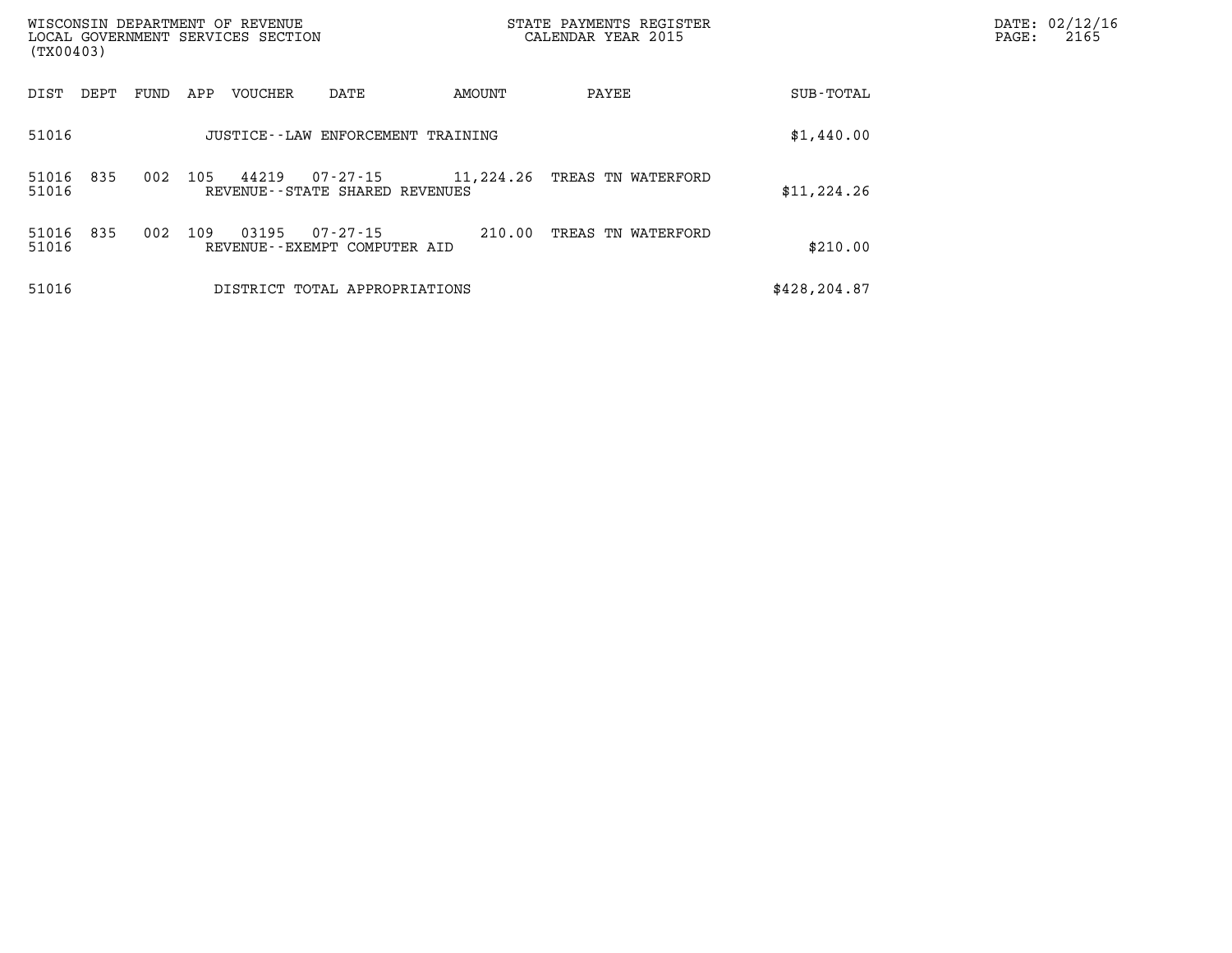WISCONSIN DEPARTMENT OF REVENUE
LOCAL GOVERNMENT SERVICES SECTION
(TX00403)

STATE PAYMENTS REGISTER
CALENDAR YEAR 2015

DATE: 02/12/16
PAGE: 2165

| DIST | DEPT | FUND | APP | VOUCHER | DATE | AMOUNT | PAYEE | SUB-TOTAL |
|---|---|---|---|---|---|---|---|---|
| 51016 | | | | JUSTICE--LAW ENFORCEMENT TRAINING | | | | $1,440.00 |
| 51016 | 835 | 002 | 105 | 44219 | 07-27-15 | 11,224.26 | TREAS TN WATERFORD | |
| 51016 | | | | REVENUE--STATE SHARED REVENUES | | | | $11,224.26 |
| 51016 | 835 | 002 | 109 | 03195 | 07-27-15 | 210.00 | TREAS TN WATERFORD | |
| 51016 | | | | REVENUE--EXEMPT COMPUTER AID | | | | $210.00 |
| 51016 | | | | DISTRICT TOTAL APPROPRIATIONS | | | | $428,204.87 |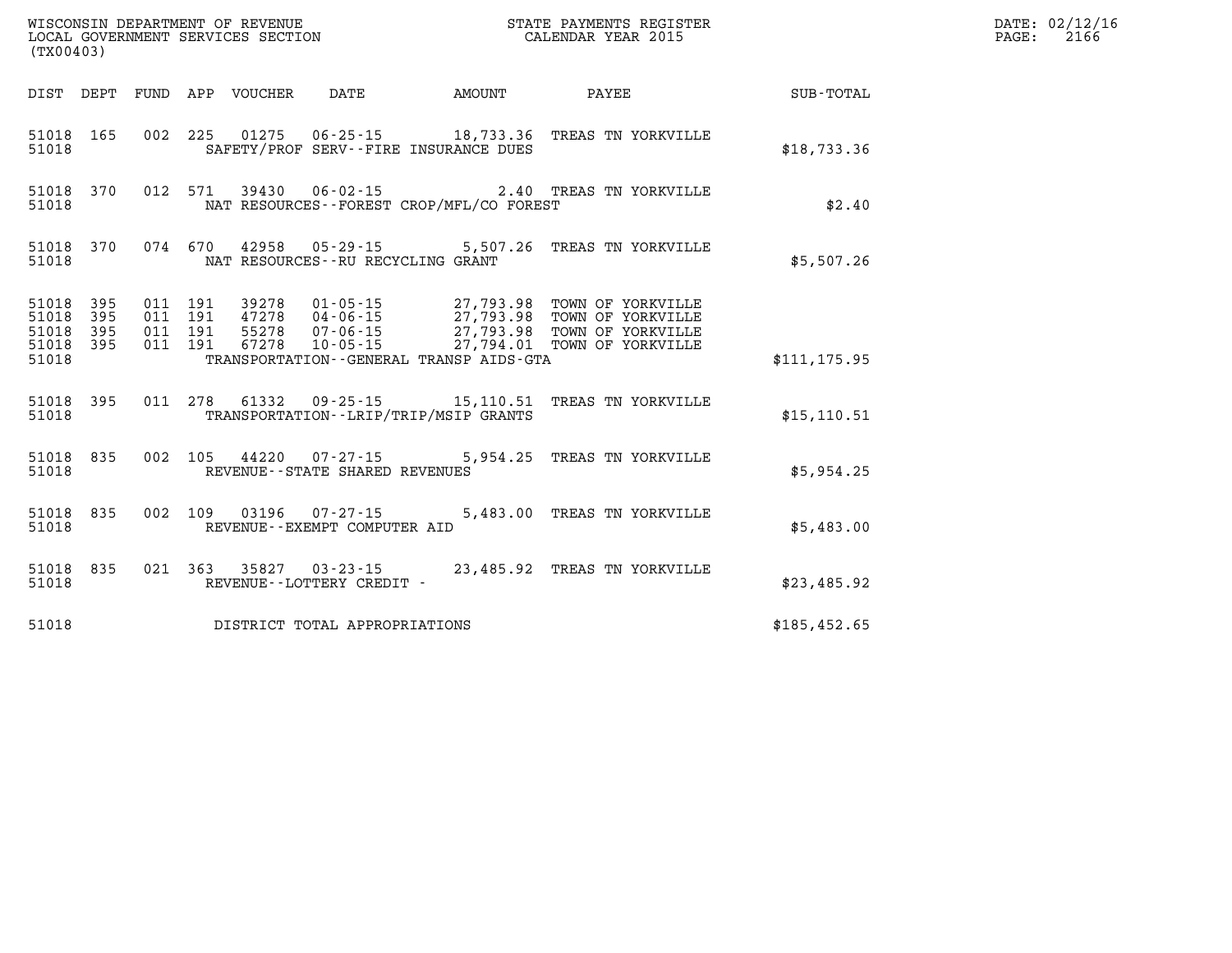WISCONSIN DEPARTMENT OF REVENUE
LOCAL GOVERNMENT SERVICES SECTION
(TX00403)

STATE PAYMENTS REGISTER
CALENDAR YEAR 2015

| DIST | DEPT | FUND | APP | VOUCHER | DATE | AMOUNT | PAYEE | SUB-TOTAL |
|---|---|---|---|---|---|---|---|---|
| 51018 | 165 | 002 | 225 | 01275 | 06-25-15 | 18,733.36 | TREAS TN YORKVILLE | |
| 51018 | | | | | SAFETY/PROF SERV--FIRE INSURANCE DUES | | | $18,733.36 |
| 51018 | 370 | 012 | 571 | 39430 | 06-02-15 | 2.40 | TREAS TN YORKVILLE | |
| 51018 | | | | | NAT RESOURCES--FOREST CROP/MFL/CO FOREST | | | $2.40 |
| 51018 | 370 | 074 | 670 | 42958 | 05-29-15 | 5,507.26 | TREAS TN YORKVILLE | |
| 51018 | | | | | NAT RESOURCES--RU RECYCLING GRANT | | | $5,507.26 |
| 51018 | 395 | 011 | 191 | 39278 | 01-05-15 | 27,793.98 | TOWN OF YORKVILLE | |
| 51018 | 395 | 011 | 191 | 47278 | 04-06-15 | 27,793.98 | TOWN OF YORKVILLE | |
| 51018 | 395 | 011 | 191 | 55278 | 07-06-15 | 27,793.98 | TOWN OF YORKVILLE | |
| 51018 | 395 | 011 | 191 | 67278 | 10-05-15 | 27,794.01 | TOWN OF YORKVILLE | |
| 51018 | | | | | TRANSPORTATION--GENERAL TRANSP AIDS-GTA | | | $111,175.95 |
| 51018 | 395 | 011 | 278 | 61332 | 09-25-15 | 15,110.51 | TREAS TN YORKVILLE | |
| 51018 | | | | | TRANSPORTATION--LRIP/TRIP/MSIP GRANTS | | | $15,110.51 |
| 51018 | 835 | 002 | 105 | 44220 | 07-27-15 | 5,954.25 | TREAS TN YORKVILLE | |
| 51018 | | | | | REVENUE--STATE SHARED REVENUES | | | $5,954.25 |
| 51018 | 835 | 002 | 109 | 03196 | 07-27-15 | 5,483.00 | TREAS TN YORKVILLE | |
| 51018 | | | | | REVENUE--EXEMPT COMPUTER AID | | | $5,483.00 |
| 51018 | 835 | 021 | 363 | 35827 | 03-23-15 | 23,485.92 | TREAS TN YORKVILLE | |
| 51018 | | | | | REVENUE--LOTTERY CREDIT - | | | $23,485.92 |
| 51018 | | | | | DISTRICT TOTAL APPROPRIATIONS | | | $185,452.65 |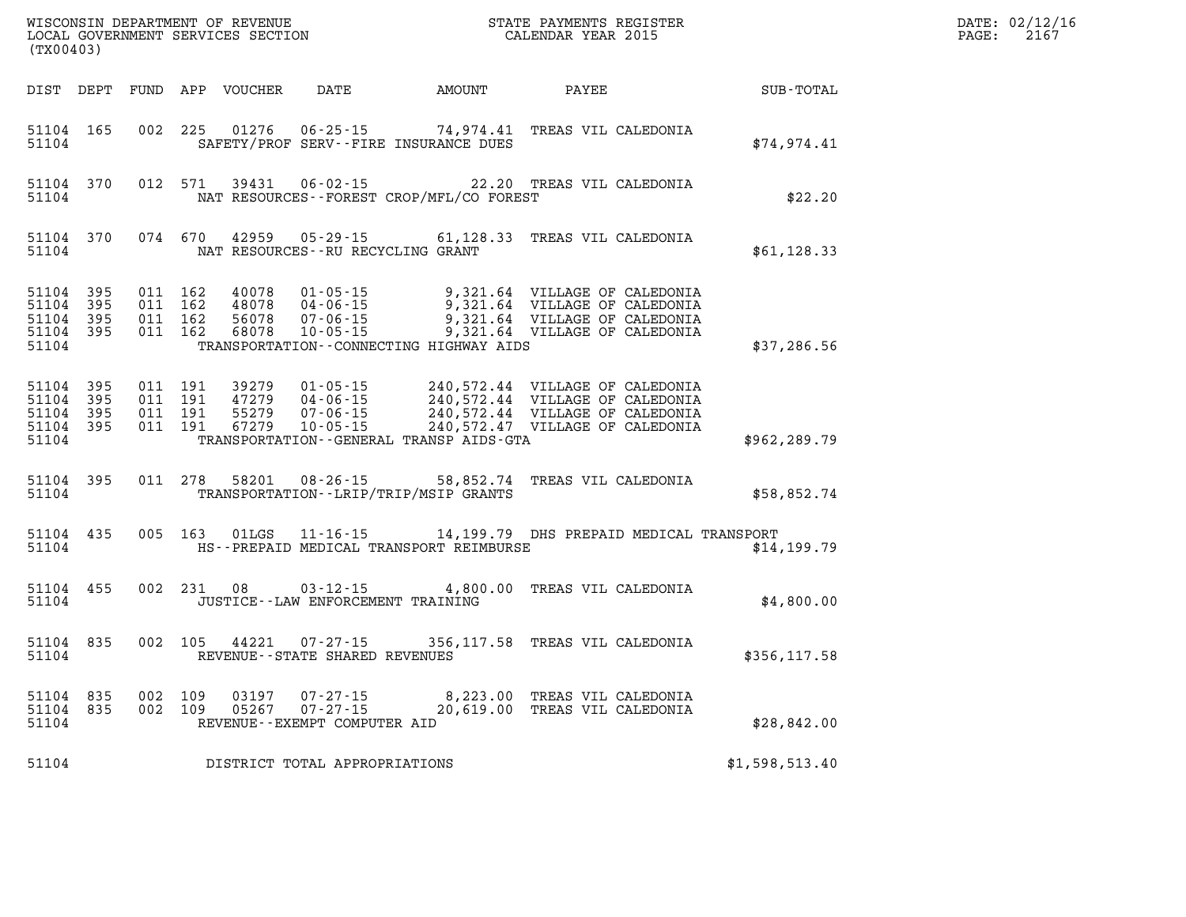WISCONSIN DEPARTMENT OF REVENUE
LOCAL GOVERNMENT SERVICES SECTION
(TX00403)

STATE PAYMENTS REGISTER
CALENDAR YEAR 2015

DATE: 02/12/16
PAGE: 2167

| DIST | DEPT | FUND | APP | VOUCHER | DATE | AMOUNT | PAYEE | SUB-TOTAL |
|---|---|---|---|---|---|---|---|---|
| 51104 | 165 | 002 | 225 | 01276 | 06-25-15 | 74,974.41 | TREAS VIL CALEDONIA | |
| 51104 | | | | | SAFETY/PROF SERV--FIRE INSURANCE DUES | | | $74,974.41 |
| 51104 | 370 | 012 | 571 | 39431 | 06-02-15 | 22.20 | TREAS VIL CALEDONIA | |
| 51104 | | | | | NAT RESOURCES--FOREST CROP/MFL/CO FOREST | | | $22.20 |
| 51104 | 370 | 074 | 670 | 42959 | 05-29-15 | 61,128.33 | TREAS VIL CALEDONIA | |
| 51104 | | | | | NAT RESOURCES--RU RECYCLING GRANT | | | $61,128.33 |
| 51104 | 395 | 011 | 162 | 40078 | 01-05-15 | 9,321.64 | VILLAGE OF CALEDONIA | |
| 51104 | 395 | 011 | 162 | 48078 | 04-06-15 | 9,321.64 | VILLAGE OF CALEDONIA | |
| 51104 | 395 | 011 | 162 | 56078 | 07-06-15 | 9,321.64 | VILLAGE OF CALEDONIA | |
| 51104 | 395 | 011 | 162 | 68078 | 10-05-15 | 9,321.64 | VILLAGE OF CALEDONIA | |
| 51104 | | | | | TRANSPORTATION--CONNECTING HIGHWAY AIDS | | | $37,286.56 |
| 51104 | 395 | 011 | 191 | 39279 | 01-05-15 | 240,572.44 | VILLAGE OF CALEDONIA | |
| 51104 | 395 | 011 | 191 | 47279 | 04-06-15 | 240,572.44 | VILLAGE OF CALEDONIA | |
| 51104 | 395 | 011 | 191 | 55279 | 07-06-15 | 240,572.44 | VILLAGE OF CALEDONIA | |
| 51104 | 395 | 011 | 191 | 67279 | 10-05-15 | 240,572.47 | VILLAGE OF CALEDONIA | |
| 51104 | | | | | TRANSPORTATION--GENERAL TRANSP AIDS-GTA | | | $962,289.79 |
| 51104 | 395 | 011 | 278 | 58201 | 08-26-15 | 58,852.74 | TREAS VIL CALEDONIA | |
| 51104 | | | | | TRANSPORTATION--LRIP/TRIP/MSIP GRANTS | | | $58,852.74 |
| 51104 | 435 | 005 | 163 | 01LGS | 11-16-15 | 14,199.79 | DHS PREPAID MEDICAL TRANSPORT | |
| 51104 | | | | | HS--PREPAID MEDICAL TRANSPORT REIMBURSE | | | $14,199.79 |
| 51104 | 455 | 002 | 231 | 08 | 03-12-15 | 4,800.00 | TREAS VIL CALEDONIA | |
| 51104 | | | | | JUSTICE--LAW ENFORCEMENT TRAINING | | | $4,800.00 |
| 51104 | 835 | 002 | 105 | 44221 | 07-27-15 | 356,117.58 | TREAS VIL CALEDONIA | |
| 51104 | | | | | REVENUE--STATE SHARED REVENUES | | | $356,117.58 |
| 51104 | 835 | 002 | 109 | 03197 | 07-27-15 | 8,223.00 | TREAS VIL CALEDONIA | |
| 51104 | 835 | 002 | 109 | 05267 | 07-27-15 | 20,619.00 | TREAS VIL CALEDONIA | |
| 51104 | | | | | REVENUE--EXEMPT COMPUTER AID | | | $28,842.00 |
| 51104 | | | | | DISTRICT TOTAL APPROPRIATIONS | | | $1,598,513.40 |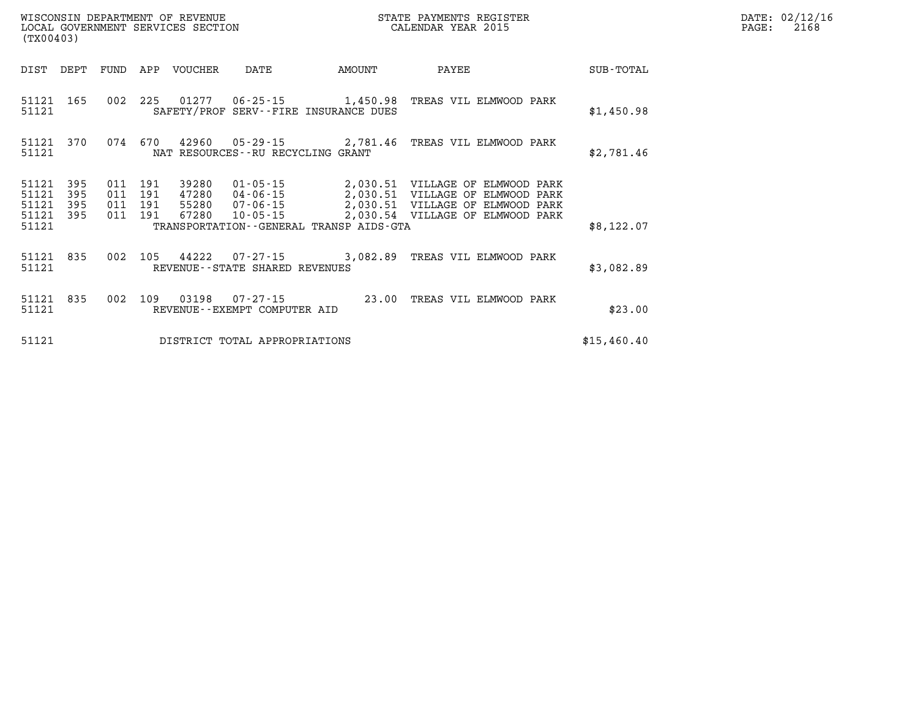| DIST | DEPT | FUND | APP | VOUCHER | DATE | AMOUNT | PAYEE | SUB-TOTAL |
|---|---|---|---|---|---|---|---|---|
| 51121 | 165 | 002 | 225 | 01277 | 06-25-15 | 1,450.98 | TREAS VIL ELMWOOD PARK | |
| 51121 | | | | SAFETY/PROF SERV--FIRE INSURANCE DUES | | | | $1,450.98 |
| 51121 | 370 | 074 | 670 | 42960 | 05-29-15 | 2,781.46 | TREAS VIL ELMWOOD PARK | |
| 51121 | | | | NAT RESOURCES--RU RECYCLING GRANT | | | | $2,781.46 |
| 51121 | 395 | 011 | 191 | 39280 | 01-05-15 | 2,030.51 | VILLAGE OF ELMWOOD PARK | |
| 51121 | 395 | 011 | 191 | 47280 | 04-06-15 | 2,030.51 | VILLAGE OF ELMWOOD PARK | |
| 51121 | 395 | 011 | 191 | 55280 | 07-06-15 | 2,030.51 | VILLAGE OF ELMWOOD PARK | |
| 51121 | 395 | 011 | 191 | 67280 | 10-05-15 | 2,030.54 | VILLAGE OF ELMWOOD PARK | |
| 51121 | | | | TRANSPORTATION--GENERAL TRANSP AIDS-GTA | | | | $8,122.07 |
| 51121 | 835 | 002 | 105 | 44222 | 07-27-15 | 3,082.89 | TREAS VIL ELMWOOD PARK | |
| 51121 | | | | REVENUE--STATE SHARED REVENUES | | | | $3,082.89 |
| 51121 | 835 | 002 | 109 | 03198 | 07-27-15 | 23.00 | TREAS VIL ELMWOOD PARK | |
| 51121 | | | | REVENUE--EXEMPT COMPUTER AID | | | | $23.00 |
| 51121 | | | | DISTRICT TOTAL APPROPRIATIONS | | | | $15,460.40 |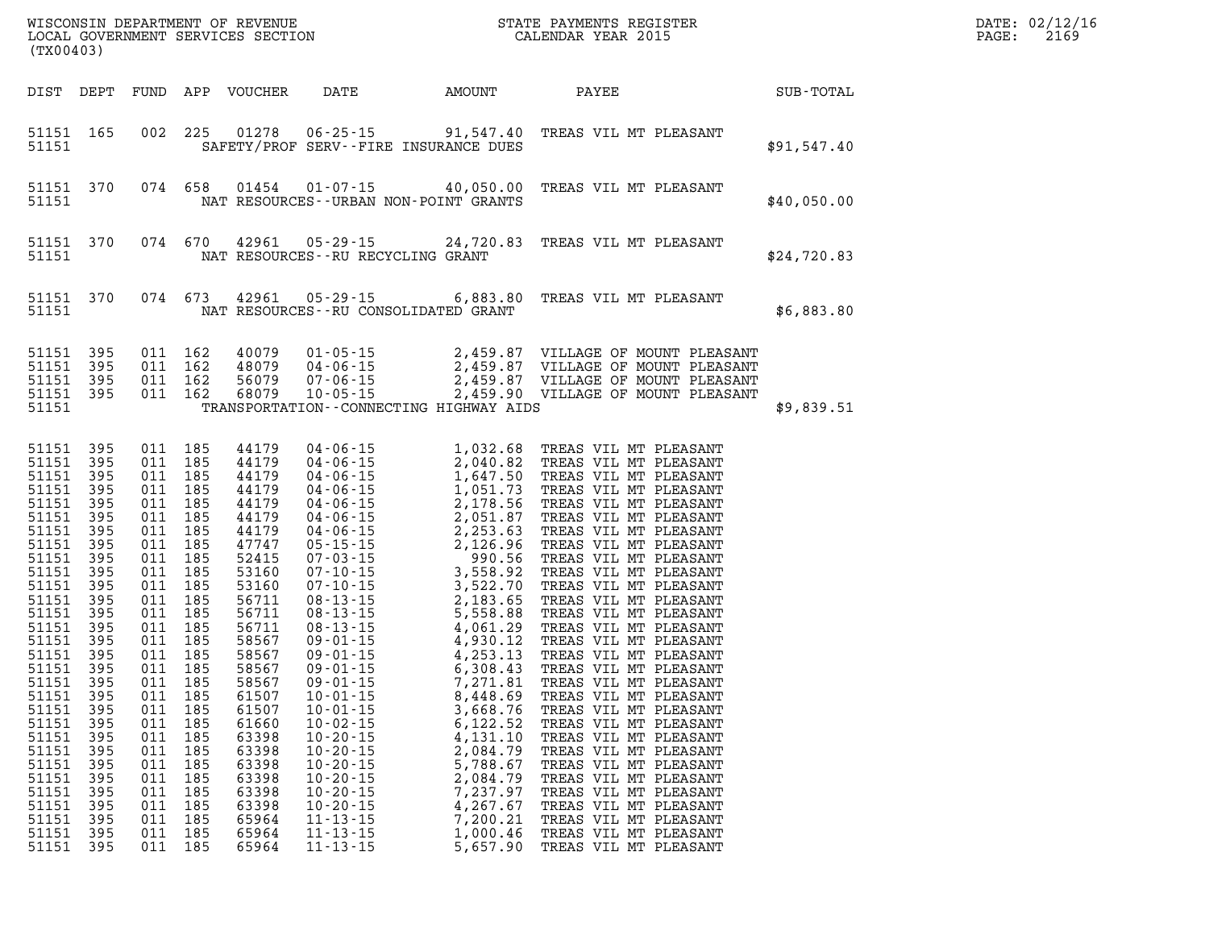WISCONSIN DEPARTMENT OF REVENUE
LOCAL GOVERNMENT SERVICES SECTION
(TX00403)

STATE PAYMENTS REGISTER
CALENDAR YEAR 2015

DATE: 02/12/16

| DIST | DEPT | FUND | APP | VOUCHER | DATE | AMOUNT | PAYEE | SUB-TOTAL |
|---|---|---|---|---|---|---|---|---|
| 51151 | 165 | 002 | 225 | 01278 | 06-25-15 | 91,547.40 | TREAS VIL MT PLEASANT | |
| 51151 | | | | | SAFETY/PROF SERV--FIRE INSURANCE DUES | | | $91,547.40 |
| 51151 | 370 | 074 | 658 | 01454 | 01-07-15 | 40,050.00 | TREAS VIL MT PLEASANT | |
| 51151 | | | | | NAT RESOURCES--URBAN NON-POINT GRANTS | | | $40,050.00 |
| 51151 | 370 | 074 | 670 | 42961 | 05-29-15 | 24,720.83 | TREAS VIL MT PLEASANT | |
| 51151 | | | | | NAT RESOURCES--RU RECYCLING GRANT | | | $24,720.83 |
| 51151 | 370 | 074 | 673 | 42961 | 05-29-15 | 6,883.80 | TREAS VIL MT PLEASANT | |
| 51151 | | | | | NAT RESOURCES--RU CONSOLIDATED GRANT | | | $6,883.80 |
| 51151 | 395 | 011 | 162 | 40079 | 01-05-15 | 2,459.87 | VILLAGE OF MOUNT PLEASANT | |
| 51151 | 395 | 011 | 162 | 48079 | 04-06-15 | 2,459.87 | VILLAGE OF MOUNT PLEASANT | |
| 51151 | 395 | 011 | 162 | 56079 | 07-06-15 | 2,459.87 | VILLAGE OF MOUNT PLEASANT | |
| 51151 | 395 | 011 | 162 | 68079 | 10-05-15 | 2,459.90 | VILLAGE OF MOUNT PLEASANT | |
| 51151 | | | | | TRANSPORTATION--CONNECTING HIGHWAY AIDS | | | $9,839.51 |
| 51151 | 395 | 011 | 185 | 44179 | 04-06-15 | 1,032.68 | TREAS VIL MT PLEASANT | |
| 51151 | 395 | 011 | 185 | 44179 | 04-06-15 | 2,040.82 | TREAS VIL MT PLEASANT | |
| 51151 | 395 | 011 | 185 | 44179 | 04-06-15 | 1,647.50 | TREAS VIL MT PLEASANT | |
| 51151 | 395 | 011 | 185 | 44179 | 04-06-15 | 1,051.73 | TREAS VIL MT PLEASANT | |
| 51151 | 395 | 011 | 185 | 44179 | 04-06-15 | 2,178.56 | TREAS VIL MT PLEASANT | |
| 51151 | 395 | 011 | 185 | 44179 | 04-06-15 | 2,051.87 | TREAS VIL MT PLEASANT | |
| 51151 | 395 | 011 | 185 | 44179 | 04-06-15 | 2,253.63 | TREAS VIL MT PLEASANT | |
| 51151 | 395 | 011 | 185 | 47747 | 05-15-15 | 2,126.96 | TREAS VIL MT PLEASANT | |
| 51151 | 395 | 011 | 185 | 52415 | 07-03-15 | 990.56 | TREAS VIL MT PLEASANT | |
| 51151 | 395 | 011 | 185 | 53160 | 07-10-15 | 3,558.92 | TREAS VIL MT PLEASANT | |
| 51151 | 395 | 011 | 185 | 53160 | 07-10-15 | 3,522.70 | TREAS VIL MT PLEASANT | |
| 51151 | 395 | 011 | 185 | 56711 | 08-13-15 | 2,183.65 | TREAS VIL MT PLEASANT | |
| 51151 | 395 | 011 | 185 | 56711 | 08-13-15 | 5,558.88 | TREAS VIL MT PLEASANT | |
| 51151 | 395 | 011 | 185 | 56711 | 08-13-15 | 4,061.29 | TREAS VIL MT PLEASANT | |
| 51151 | 395 | 011 | 185 | 58567 | 09-01-15 | 4,930.12 | TREAS VIL MT PLEASANT | |
| 51151 | 395 | 011 | 185 | 58567 | 09-01-15 | 4,253.13 | TREAS VIL MT PLEASANT | |
| 51151 | 395 | 011 | 185 | 58567 | 09-01-15 | 6,308.43 | TREAS VIL MT PLEASANT | |
| 51151 | 395 | 011 | 185 | 58567 | 09-01-15 | 7,271.81 | TREAS VIL MT PLEASANT | |
| 51151 | 395 | 011 | 185 | 61507 | 10-01-15 | 8,448.69 | TREAS VIL MT PLEASANT | |
| 51151 | 395 | 011 | 185 | 61507 | 10-01-15 | 3,668.76 | TREAS VIL MT PLEASANT | |
| 51151 | 395 | 011 | 185 | 61660 | 10-02-15 | 6,122.52 | TREAS VIL MT PLEASANT | |
| 51151 | 395 | 011 | 185 | 63398 | 10-20-15 | 4,131.10 | TREAS VIL MT PLEASANT | |
| 51151 | 395 | 011 | 185 | 63398 | 10-20-15 | 2,084.79 | TREAS VIL MT PLEASANT | |
| 51151 | 395 | 011 | 185 | 63398 | 10-20-15 | 5,788.67 | TREAS VIL MT PLEASANT | |
| 51151 | 395 | 011 | 185 | 63398 | 10-20-15 | 2,084.79 | TREAS VIL MT PLEASANT | |
| 51151 | 395 | 011 | 185 | 63398 | 10-20-15 | 7,237.97 | TREAS VIL MT PLEASANT | |
| 51151 | 395 | 011 | 185 | 63398 | 10-20-15 | 4,267.67 | TREAS VIL MT PLEASANT | |
| 51151 | 395 | 011 | 185 | 65964 | 11-13-15 | 7,200.21 | TREAS VIL MT PLEASANT | |
| 51151 | 395 | 011 | 185 | 65964 | 11-13-15 | 1,000.46 | TREAS VIL MT PLEASANT | |
| 51151 | 395 | 011 | 185 | 65964 | 11-13-15 | 5,657.90 | TREAS VIL MT PLEASANT | |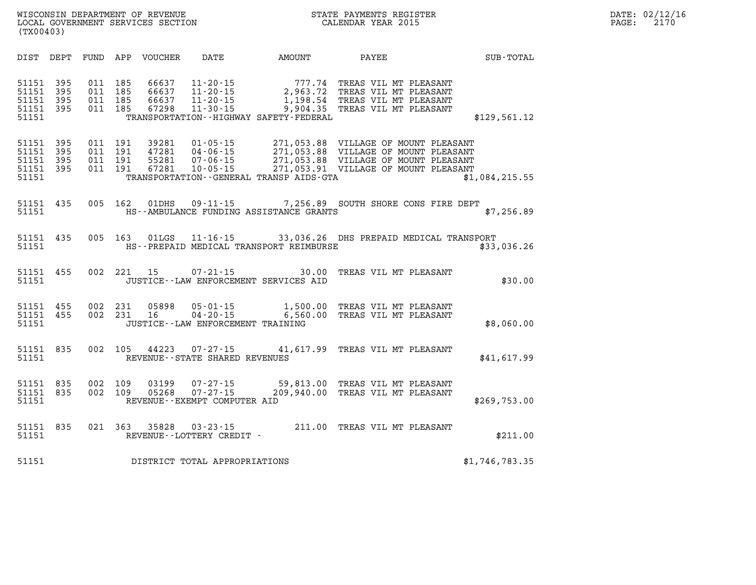WISCONSIN DEPARTMENT OF REVENUE
LOCAL GOVERNMENT SERVICES SECTION
(TX00403)

STATE PAYMENTS REGISTER
CALENDAR YEAR 2015

DATE: 02/12/16
PAGE: 2170

| DIST | DEPT | FUND | APP | VOUCHER | DATE | AMOUNT | PAYEE | SUB-TOTAL |
|---|---|---|---|---|---|---|---|---|
| 51151 | 395 | 011 | 185 | 66637 | 11-20-15 | 777.74 | TREAS VIL MT PLEASANT | |
| 51151 | 395 | 011 | 185 | 66637 | 11-20-15 | 2,963.72 | TREAS VIL MT PLEASANT | |
| 51151 | 395 | 011 | 185 | 66637 | 11-20-15 | 1,198.54 | TREAS VIL MT PLEASANT | |
| 51151 | 395 | 011 | 185 | 67298 | 11-30-15 | 9,904.35 | TREAS VIL MT PLEASANT | |
| 51151 | | | | | TRANSPORTATION--HIGHWAY SAFETY-FEDERAL | | | $129,561.12 |
| 51151 | 395 | 011 | 191 | 39281 | 01-05-15 | 271,053.88 | VILLAGE OF MOUNT PLEASANT | |
| 51151 | 395 | 011 | 191 | 47281 | 04-06-15 | 271,053.88 | VILLAGE OF MOUNT PLEASANT | |
| 51151 | 395 | 011 | 191 | 55281 | 07-06-15 | 271,053.88 | VILLAGE OF MOUNT PLEASANT | |
| 51151 | 395 | 011 | 191 | 67281 | 10-05-15 | 271,053.91 | VILLAGE OF MOUNT PLEASANT | |
| 51151 | | | | | TRANSPORTATION--GENERAL TRANSP AIDS-GTA | | | $1,084,215.55 |
| 51151 | 435 | 005 | 162 | 01DHS | 09-11-15 | 7,256.89 | SOUTH SHORE CONS FIRE DEPT | |
| 51151 | | | | | HS--AMBULANCE FUNDING ASSISTANCE GRANTS | | | $7,256.89 |
| 51151 | 435 | 005 | 163 | 01LGS | 11-16-15 | 33,036.26 | DHS PREPAID MEDICAL TRANSPORT | |
| 51151 | | | | | HS--PREPAID MEDICAL TRANSPORT REIMBURSE | | | $33,036.26 |
| 51151 | 455 | 002 | 221 | 15 | 07-21-15 | 30.00 | TREAS VIL MT PLEASANT | |
| 51151 | | | | | JUSTICE--LAW ENFORCEMENT SERVICES AID | | | $30.00 |
| 51151 | 455 | 002 | 231 | 05898 | 05-01-15 | 1,500.00 | TREAS VIL MT PLEASANT | |
| 51151 | 455 | 002 | 231 | 16 | 04-20-15 | 6,560.00 | TREAS VIL MT PLEASANT | |
| 51151 | | | | | JUSTICE--LAW ENFORCEMENT TRAINING | | | $8,060.00 |
| 51151 | 835 | 002 | 105 | 44223 | 07-27-15 | 41,617.99 | TREAS VIL MT PLEASANT | |
| 51151 | | | | | REVENUE--STATE SHARED REVENUES | | | $41,617.99 |
| 51151 | 835 | 002 | 109 | 03199 | 07-27-15 | 59,813.00 | TREAS VIL MT PLEASANT | |
| 51151 | 835 | 002 | 109 | 05268 | 07-27-15 | 209,940.00 | TREAS VIL MT PLEASANT | |
| 51151 | | | | | REVENUE--EXEMPT COMPUTER AID | | | $269,753.00 |
| 51151 | 835 | 021 | 363 | 35828 | 03-23-15 | 211.00 | TREAS VIL MT PLEASANT | |
| 51151 | | | | | REVENUE--LOTTERY CREDIT - | | | $211.00 |
| 51151 | | | | | DISTRICT TOTAL APPROPRIATIONS | | | $1,746,783.35 |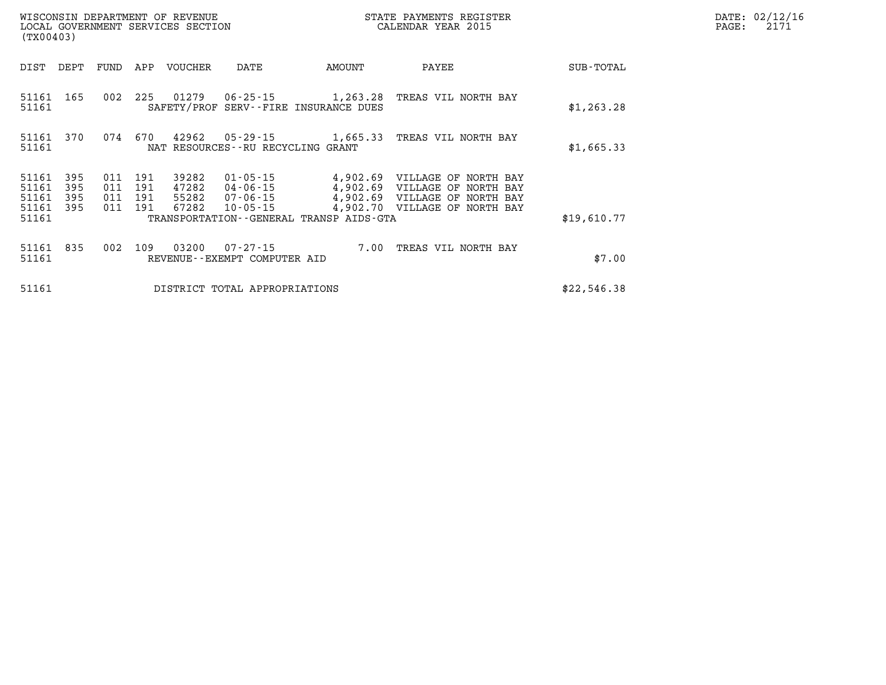WISCONSIN DEPARTMENT OF REVENUE
LOCAL GOVERNMENT SERVICES SECTION
(TX00403)

STATE PAYMENTS REGISTER
CALENDAR YEAR 2015

DATE: 02/12/16
PAGE: 2171

| DIST | DEPT | FUND | APP | VOUCHER | DATE | AMOUNT | PAYEE | SUB-TOTAL |
|---|---|---|---|---|---|---|---|---|
| 51161 | 165 | 002 | 225 | 01279 | 06-25-15 | 1,263.28 | TREAS VIL NORTH BAY | |
| 51161 | | | | SAFETY/PROF SERV--FIRE INSURANCE DUES | | | | $1,263.28 |
| 51161 | 370 | 074 | 670 | 42962 | 05-29-15 | 1,665.33 | TREAS VIL NORTH BAY | |
| 51161 | | | | NAT RESOURCES--RU RECYCLING GRANT | | | | $1,665.33 |
| 51161 | 395 | 011 | 191 | 39282 | 01-05-15 | 4,902.69 | VILLAGE OF NORTH BAY | |
| 51161 | 395 | 011 | 191 | 47282 | 04-06-15 | 4,902.69 | VILLAGE OF NORTH BAY | |
| 51161 | 395 | 011 | 191 | 55282 | 07-06-15 | 4,902.69 | VILLAGE OF NORTH BAY | |
| 51161 | 395 | 011 | 191 | 67282 | 10-05-15 | 4,902.70 | VILLAGE OF NORTH BAY | |
| 51161 | | | | TRANSPORTATION--GENERAL TRANSP AIDS-GTA | | | | $19,610.77 |
| 51161 | 835 | 002 | 109 | 03200 | 07-27-15 | 7.00 | TREAS VIL NORTH BAY | |
| 51161 | | | | REVENUE--EXEMPT COMPUTER AID | | | | $7.00 |
| 51161 | | | | DISTRICT TOTAL APPROPRIATIONS | | | | $22,546.38 |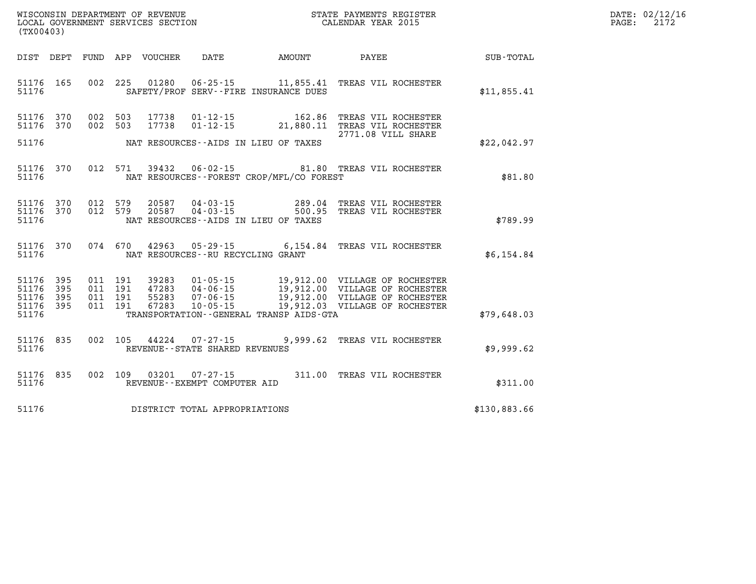WISCONSIN DEPARTMENT OF REVENUE
LOCAL GOVERNMENT SERVICES SECTION
(TX00403)

STATE PAYMENTS REGISTER
CALENDAR YEAR 2015

DATE: 02/12/16

| DIST | DEPT | FUND | APP | VOUCHER | DATE | AMOUNT | PAYEE | SUB-TOTAL |
|---|---|---|---|---|---|---|---|---|
| 51176 | 165 | 002 | 225 | 01280 | 06-25-15 | 11,855.41 | TREAS VIL ROCHESTER | |
| 51176 | | | | | SAFETY/PROF SERV--FIRE INSURANCE DUES | | | $11,855.41 |
| 51176 | 370 | 002 | 503 | 17738 | 01-12-15 | 162.86 | TREAS VIL ROCHESTER | |
| 51176 | 370 | 002 | 503 | 17738 | 01-12-15 | 21,880.11 | TREAS VIL ROCHESTER 2771.08 VILL SHARE | |
| 51176 | | | | | NAT RESOURCES--AIDS IN LIEU OF TAXES | | | $22,042.97 |
| 51176 | 370 | 012 | 571 | 39432 | 06-02-15 | 81.80 | TREAS VIL ROCHESTER | |
| 51176 | | | | | NAT RESOURCES--FOREST CROP/MFL/CO FOREST | | | $81.80 |
| 51176 | 370 | 012 | 579 | 20587 | 04-03-15 | 289.04 | TREAS VIL ROCHESTER | |
| 51176 | 370 | 012 | 579 | 20587 | 04-03-15 | 500.95 | TREAS VIL ROCHESTER | |
| 51176 | | | | | NAT RESOURCES--AIDS IN LIEU OF TAXES | | | $789.99 |
| 51176 | 370 | 074 | 670 | 42963 | 05-29-15 | 6,154.84 | TREAS VIL ROCHESTER | |
| 51176 | | | | | NAT RESOURCES--RU RECYCLING GRANT | | | $6,154.84 |
| 51176 | 395 | 011 | 191 | 39283 | 01-05-15 | 19,912.00 | VILLAGE OF ROCHESTER | |
| 51176 | 395 | 011 | 191 | 47283 | 04-06-15 | 19,912.00 | VILLAGE OF ROCHESTER | |
| 51176 | 395 | 011 | 191 | 55283 | 07-06-15 | 19,912.00 | VILLAGE OF ROCHESTER | |
| 51176 | 395 | 011 | 191 | 67283 | 10-05-15 | 19,912.03 | VILLAGE OF ROCHESTER | |
| 51176 | | | | | TRANSPORTATION--GENERAL TRANSP AIDS-GTA | | | $79,648.03 |
| 51176 | 835 | 002 | 105 | 44224 | 07-27-15 | 9,999.62 | TREAS VIL ROCHESTER | |
| 51176 | | | | | REVENUE--STATE SHARED REVENUES | | | $9,999.62 |
| 51176 | 835 | 002 | 109 | 03201 | 07-27-15 | 311.00 | TREAS VIL ROCHESTER | |
| 51176 | | | | | REVENUE--EXEMPT COMPUTER AID | | | $311.00 |
| 51176 | | | | | DISTRICT TOTAL APPROPRIATIONS | | | $130,883.66 |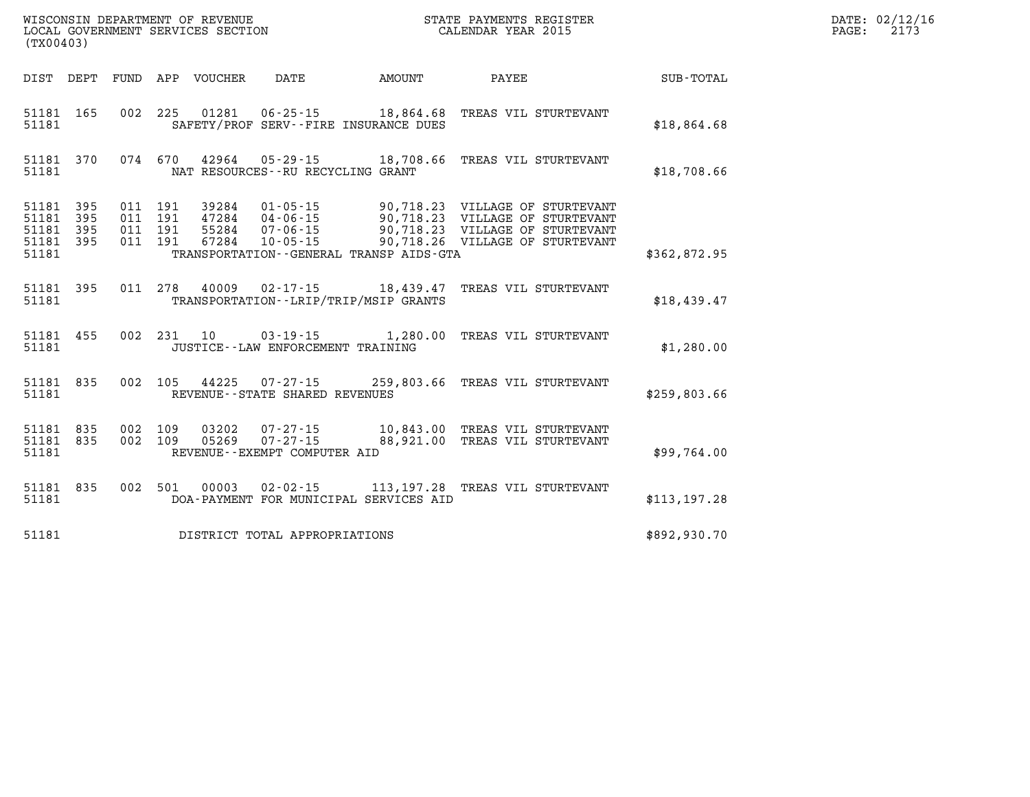WISCONSIN DEPARTMENT OF REVENUE
LOCAL GOVERNMENT SERVICES SECTION
(TX00403)

STATE PAYMENTS REGISTER
CALENDAR YEAR 2015

| DIST | DEPT | FUND | APP | VOUCHER | DATE | AMOUNT | PAYEE | SUB-TOTAL |
|---|---|---|---|---|---|---|---|---|
| 51181 | 165 | 002 | 225 | 01281 | 06-25-15 | 18,864.68 | TREAS VIL STURTEVANT | |
| 51181 | | | | SAFETY/PROF SERV--FIRE INSURANCE DUES | | | | $18,864.68 |
| 51181 | 370 | 074 | 670 | 42964 | 05-29-15 | 18,708.66 | TREAS VIL STURTEVANT | |
| 51181 | | | | NAT RESOURCES--RU RECYCLING GRANT | | | | $18,708.66 |
| 51181 | 395 | 011 | 191 | 39284 | 01-05-15 | 90,718.23 | VILLAGE OF STURTEVANT | |
| 51181 | 395 | 011 | 191 | 47284 | 04-06-15 | 90,718.23 | VILLAGE OF STURTEVANT | |
| 51181 | 395 | 011 | 191 | 55284 | 07-06-15 | 90,718.23 | VILLAGE OF STURTEVANT | |
| 51181 | 395 | 011 | 191 | 67284 | 10-05-15 | 90,718.26 | VILLAGE OF STURTEVANT | |
| 51181 | | | | TRANSPORTATION--GENERAL TRANSP AIDS-GTA | | | | $362,872.95 |
| 51181 | 395 | 011 | 278 | 40009 | 02-17-15 | 18,439.47 | TREAS VIL STURTEVANT | |
| 51181 | | | | TRANSPORTATION--LRIP/TRIP/MSIP GRANTS | | | | $18,439.47 |
| 51181 | 455 | 002 | 231 | 10 | 03-19-15 | 1,280.00 | TREAS VIL STURTEVANT | |
| 51181 | | | | JUSTICE--LAW ENFORCEMENT TRAINING | | | | $1,280.00 |
| 51181 | 835 | 002 | 105 | 44225 | 07-27-15 | 259,803.66 | TREAS VIL STURTEVANT | |
| 51181 | | | | REVENUE--STATE SHARED REVENUES | | | | $259,803.66 |
| 51181 | 835 | 002 | 109 | 03202 | 07-27-15 | 10,843.00 | TREAS VIL STURTEVANT | |
| 51181 | 835 | 002 | 109 | 05269 | 07-27-15 | 88,921.00 | TREAS VIL STURTEVANT | |
| 51181 | | | | REVENUE--EXEMPT COMPUTER AID | | | | $99,764.00 |
| 51181 | 835 | 002 | 501 | 00003 | 02-02-15 | 113,197.28 | TREAS VIL STURTEVANT | |
| 51181 | | | | DOA-PAYMENT FOR MUNICIPAL SERVICES AID | | | | $113,197.28 |
| 51181 | | | | DISTRICT TOTAL APPROPRIATIONS | | | | $892,930.70 |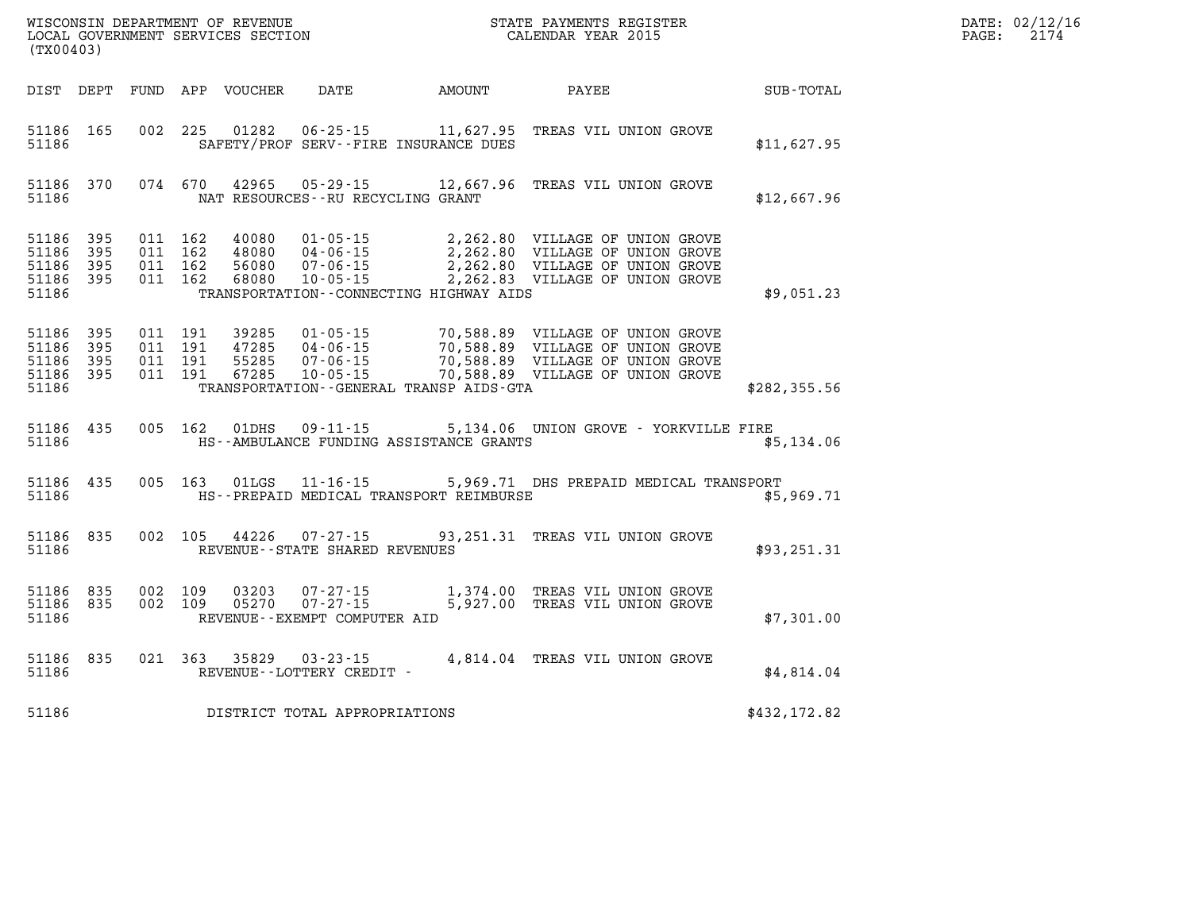WISCONSIN DEPARTMENT OF REVENUE
LOCAL GOVERNMENT SERVICES SECTION
(TX00403)

STATE PAYMENTS REGISTER
CALENDAR YEAR 2015

DATE: 02/12/16
PAGE: 2174

| DIST | DEPT | FUND | APP | VOUCHER | DATE | AMOUNT | PAYEE | SUB-TOTAL |
|---|---|---|---|---|---|---|---|---|
| 51186 | 165 | 002 | 225 | 01282 | 06-25-15 | 11,627.95 | TREAS VIL UNION GROVE | |
| 51186 | | | | | SAFETY/PROF SERV--FIRE INSURANCE DUES | | | $11,627.95 |
| 51186 | 370 | 074 | 670 | 42965 | 05-29-15 | 12,667.96 | TREAS VIL UNION GROVE | |
| 51186 | | | | | NAT RESOURCES--RU RECYCLING GRANT | | | $12,667.96 |
| 51186 | 395 | 011 | 162 | 40080 | 01-05-15 | 2,262.80 | VILLAGE OF UNION GROVE | |
| 51186 | 395 | 011 | 162 | 48080 | 04-06-15 | 2,262.80 | VILLAGE OF UNION GROVE | |
| 51186 | 395 | 011 | 162 | 56080 | 07-06-15 | 2,262.80 | VILLAGE OF UNION GROVE | |
| 51186 | 395 | 011 | 162 | 68080 | 10-05-15 | 2,262.83 | VILLAGE OF UNION GROVE | |
| 51186 | | | | | TRANSPORTATION--CONNECTING HIGHWAY AIDS | | | $9,051.23 |
| 51186 | 395 | 011 | 191 | 39285 | 01-05-15 | 70,588.89 | VILLAGE OF UNION GROVE | |
| 51186 | 395 | 011 | 191 | 47285 | 04-06-15 | 70,588.89 | VILLAGE OF UNION GROVE | |
| 51186 | 395 | 011 | 191 | 55285 | 07-06-15 | 70,588.89 | VILLAGE OF UNION GROVE | |
| 51186 | 395 | 011 | 191 | 67285 | 10-05-15 | 70,588.89 | VILLAGE OF UNION GROVE | |
| 51186 | | | | | TRANSPORTATION--GENERAL TRANSP AIDS-GTA | | | $282,355.56 |
| 51186 | 435 | 005 | 162 | 01DHS | 09-11-15 | 5,134.06 | UNION GROVE - YORKVILLE FIRE | |
| 51186 | | | | | HS--AMBULANCE FUNDING ASSISTANCE GRANTS | | | $5,134.06 |
| 51186 | 435 | 005 | 163 | 01LGS | 11-16-15 | 5,969.71 | DHS PREPAID MEDICAL TRANSPORT | |
| 51186 | | | | | HS--PREPAID MEDICAL TRANSPORT REIMBURSE | | | $5,969.71 |
| 51186 | 835 | 002 | 105 | 44226 | 07-27-15 | 93,251.31 | TREAS VIL UNION GROVE | |
| 51186 | | | | | REVENUE--STATE SHARED REVENUES | | | $93,251.31 |
| 51186 | 835 | 002 | 109 | 03203 | 07-27-15 | 1,374.00 | TREAS VIL UNION GROVE | |
| 51186 | 835 | 002 | 109 | 05270 | 07-27-15 | 5,927.00 | TREAS VIL UNION GROVE | |
| 51186 | | | | | REVENUE--EXEMPT COMPUTER AID | | | $7,301.00 |
| 51186 | 835 | 021 | 363 | 35829 | 03-23-15 | 4,814.04 | TREAS VIL UNION GROVE | |
| 51186 | | | | | REVENUE--LOTTERY CREDIT - | | | $4,814.04 |
| 51186 | | | | | DISTRICT TOTAL APPROPRIATIONS | | | $432,172.82 |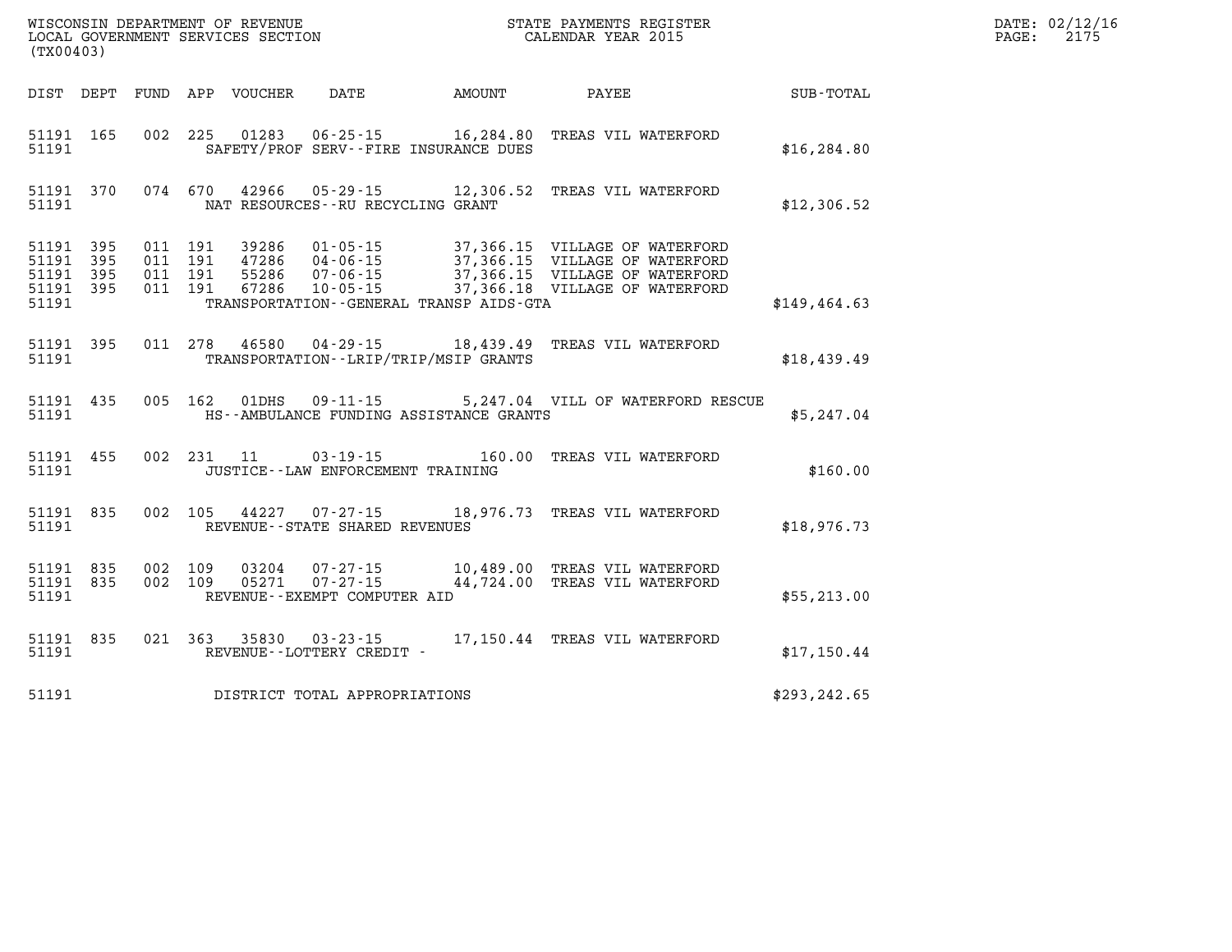WISCONSIN DEPARTMENT OF REVENUE
LOCAL GOVERNMENT SERVICES SECTION
(TX00403)

STATE PAYMENTS REGISTER
CALENDAR YEAR 2015

DATE: 02/12/16
PAGE: 2175

| DIST | DEPT | FUND | APP | VOUCHER | DATE | AMOUNT | PAYEE | SUB-TOTAL |
|---|---|---|---|---|---|---|---|---|
| 51191 | 165 | 002 | 225 | 01283 | 06-25-15 | 16,284.80 | TREAS VIL WATERFORD | |
| 51191 | | | | SAFETY/PROF SERV--FIRE INSURANCE DUES | | | | $16,284.80 |
| 51191 | 370 | 074 | 670 | 42966 | 05-29-15 | 12,306.52 | TREAS VIL WATERFORD | |
| 51191 | | | | NAT RESOURCES--RU RECYCLING GRANT | | | | $12,306.52 |
| 51191 | 395 | 011 | 191 | 39286 | 01-05-15 | 37,366.15 | VILLAGE OF WATERFORD | |
| 51191 | 395 | 011 | 191 | 47286 | 04-06-15 | 37,366.15 | VILLAGE OF WATERFORD | |
| 51191 | 395 | 011 | 191 | 55286 | 07-06-15 | 37,366.15 | VILLAGE OF WATERFORD | |
| 51191 | 395 | 011 | 191 | 67286 | 10-05-15 | 37,366.18 | VILLAGE OF WATERFORD | |
| 51191 | | | | TRANSPORTATION--GENERAL TRANSP AIDS-GTA | | | | $149,464.63 |
| 51191 | 395 | 011 | 278 | 46580 | 04-29-15 | 18,439.49 | TREAS VIL WATERFORD | |
| 51191 | | | | TRANSPORTATION--LRIP/TRIP/MSIP GRANTS | | | | $18,439.49 |
| 51191 | 435 | 005 | 162 | 01DHS | 09-11-15 | 5,247.04 | VILL OF WATERFORD RESCUE | |
| 51191 | | | | HS--AMBULANCE FUNDING ASSISTANCE GRANTS | | | | $5,247.04 |
| 51191 | 455 | 002 | 231 | 11 | 03-19-15 | 160.00 | TREAS VIL WATERFORD | |
| 51191 | | | | JUSTICE--LAW ENFORCEMENT TRAINING | | | | $160.00 |
| 51191 | 835 | 002 | 105 | 44227 | 07-27-15 | 18,976.73 | TREAS VIL WATERFORD | |
| 51191 | | | | REVENUE--STATE SHARED REVENUES | | | | $18,976.73 |
| 51191 | 835 | 002 | 109 | 03204 | 07-27-15 | 10,489.00 | TREAS VIL WATERFORD | |
| 51191 | 835 | 002 | 109 | 05271 | 07-27-15 | 44,724.00 | TREAS VIL WATERFORD | |
| 51191 | | | | REVENUE--EXEMPT COMPUTER AID | | | | $55,213.00 |
| 51191 | 835 | 021 | 363 | 35830 | 03-23-15 | 17,150.44 | TREAS VIL WATERFORD | |
| 51191 | | | | REVENUE--LOTTERY CREDIT - | | | | $17,150.44 |
| 51191 | | | | DISTRICT TOTAL APPROPRIATIONS | | | | $293,242.65 |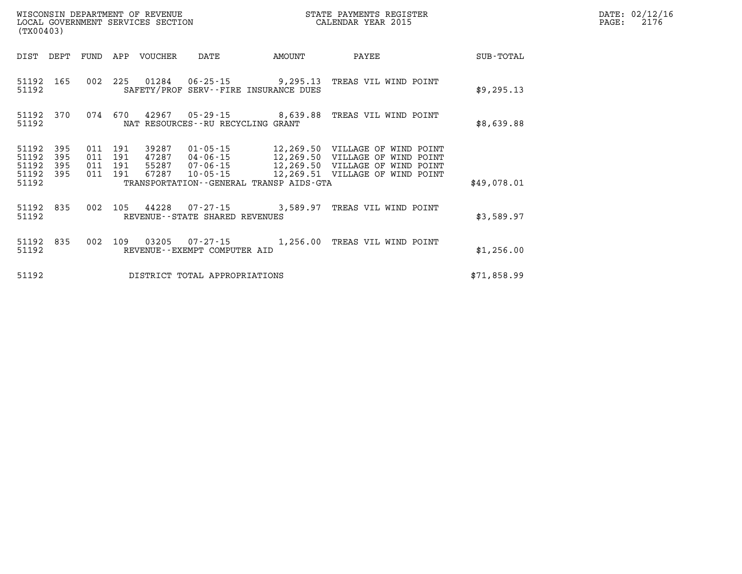WISCONSIN DEPARTMENT OF REVENUE
LOCAL GOVERNMENT SERVICES SECTION
(TX00403)

STATE PAYMENTS REGISTER
CALENDAR YEAR 2015

DATE: 02/12/16
PAGE: 2176

| DIST | DEPT | FUND | APP | VOUCHER | DATE | AMOUNT | PAYEE | SUB-TOTAL |
|---|---|---|---|---|---|---|---|---|
| 51192 | 165 | 002 | 225 | 01284 | 06-25-15 | 9,295.13 | TREAS VIL WIND POINT | |
| 51192 | | | | SAFETY/PROF SERV--FIRE INSURANCE DUES | | | | $9,295.13 |
| 51192 | 370 | 074 | 670 | 42967 | 05-29-15 | 8,639.88 | TREAS VIL WIND POINT | |
| 51192 | | | | NAT RESOURCES--RU RECYCLING GRANT | | | | $8,639.88 |
| 51192 | 395 | 011 | 191 | 39287 | 01-05-15 | 12,269.50 | VILLAGE OF WIND POINT | |
| 51192 | 395 | 011 | 191 | 47287 | 04-06-15 | 12,269.50 | VILLAGE OF WIND POINT | |
| 51192 | 395 | 011 | 191 | 55287 | 07-06-15 | 12,269.50 | VILLAGE OF WIND POINT | |
| 51192 | 395 | 011 | 191 | 67287 | 10-05-15 | 12,269.51 | VILLAGE OF WIND POINT | |
| 51192 | | | | TRANSPORTATION--GENERAL TRANSP AIDS-GTA | | | | $49,078.01 |
| 51192 | 835 | 002 | 105 | 44228 | 07-27-15 | 3,589.97 | TREAS VIL WIND POINT | |
| 51192 | | | | REVENUE--STATE SHARED REVENUES | | | | $3,589.97 |
| 51192 | 835 | 002 | 109 | 03205 | 07-27-15 | 1,256.00 | TREAS VIL WIND POINT | |
| 51192 | | | | REVENUE--EXEMPT COMPUTER AID | | | | $1,256.00 |
| 51192 | | | | DISTRICT TOTAL APPROPRIATIONS | | | | $71,858.99 |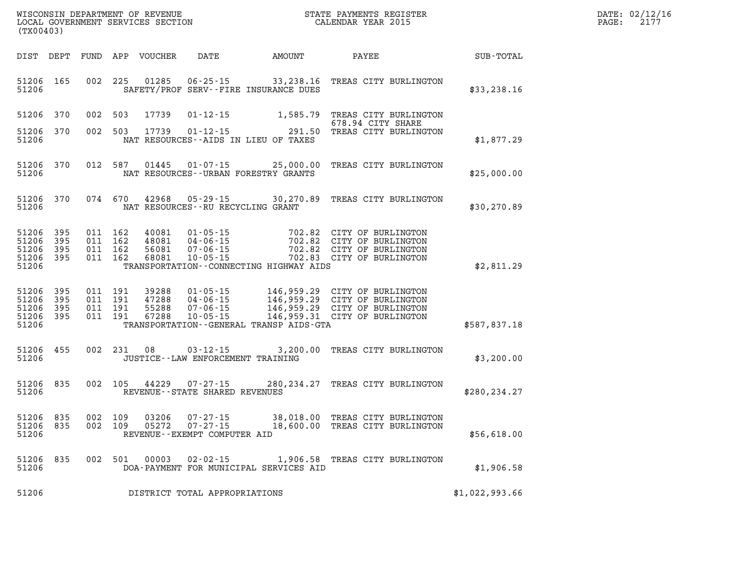WISCONSIN DEPARTMENT OF REVENUE
LOCAL GOVERNMENT SERVICES SECTION
(TX00403)

STATE PAYMENTS REGISTER
CALENDAR YEAR 2015

DATE: 02/12/16
PAGE: 2177

| DIST | DEPT | FUND | APP | VOUCHER | DATE | AMOUNT | PAYEE | SUB-TOTAL |
|---|---|---|---|---|---|---|---|---|
| 51206 | 165 | 002 | 225 | 01285 | 06-25-15 | 33,238.16 | TREAS CITY BURLINGTON | |
| 51206 | | | | | SAFETY/PROF SERV--FIRE INSURANCE DUES | | | $33,238.16 |
| 51206 | 370 | 002 | 503 | 17739 | 01-12-15 | 1,585.79 | TREAS CITY BURLINGTON 678.94 CITY SHARE | |
| 51206 | 370 | 002 | 503 | 17739 | 01-12-15 | 291.50 | TREAS CITY BURLINGTON | |
| 51206 | | | | | NAT RESOURCES--AIDS IN LIEU OF TAXES | | | $1,877.29 |
| 51206 | 370 | 012 | 587 | 01445 | 01-07-15 | 25,000.00 | TREAS CITY BURLINGTON | |
| 51206 | | | | | NAT RESOURCES--URBAN FORESTRY GRANTS | | | $25,000.00 |
| 51206 | 370 | 074 | 670 | 42968 | 05-29-15 | 30,270.89 | TREAS CITY BURLINGTON | |
| 51206 | | | | | NAT RESOURCES--RU RECYCLING GRANT | | | $30,270.89 |
| 51206 | 395 | 011 | 162 | 40081 | 01-05-15 | 702.82 | CITY OF BURLINGTON | |
| 51206 | 395 | 011 | 162 | 48081 | 04-06-15 | 702.82 | CITY OF BURLINGTON | |
| 51206 | 395 | 011 | 162 | 56081 | 07-06-15 | 702.82 | CITY OF BURLINGTON | |
| 51206 | 395 | 011 | 162 | 68081 | 10-05-15 | 702.83 | CITY OF BURLINGTON | |
| 51206 | | | | | TRANSPORTATION--CONNECTING HIGHWAY AIDS | | | $2,811.29 |
| 51206 | 395 | 011 | 191 | 39288 | 01-05-15 | 146,959.29 | CITY OF BURLINGTON | |
| 51206 | 395 | 011 | 191 | 47288 | 04-06-15 | 146,959.29 | CITY OF BURLINGTON | |
| 51206 | 395 | 011 | 191 | 55288 | 07-06-15 | 146,959.29 | CITY OF BURLINGTON | |
| 51206 | 395 | 011 | 191 | 67288 | 10-05-15 | 146,959.31 | CITY OF BURLINGTON | |
| 51206 | | | | | TRANSPORTATION--GENERAL TRANSP AIDS-GTA | | | $587,837.18 |
| 51206 | 455 | 002 | 231 | 08 | 03-12-15 | 3,200.00 | TREAS CITY BURLINGTON | |
| 51206 | | | | | JUSTICE--LAW ENFORCEMENT TRAINING | | | $3,200.00 |
| 51206 | 835 | 002 | 105 | 44229 | 07-27-15 | 280,234.27 | TREAS CITY BURLINGTON | |
| 51206 | | | | | REVENUE--STATE SHARED REVENUES | | | $280,234.27 |
| 51206 | 835 | 002 | 109 | 03206 | 07-27-15 | 38,018.00 | TREAS CITY BURLINGTON | |
| 51206 | 835 | 002 | 109 | 05272 | 07-27-15 | 18,600.00 | TREAS CITY BURLINGTON | |
| 51206 | | | | | REVENUE--EXEMPT COMPUTER AID | | | $56,618.00 |
| 51206 | 835 | 002 | 501 | 00003 | 02-02-15 | 1,906.58 | TREAS CITY BURLINGTON | |
| 51206 | | | | | DOA-PAYMENT FOR MUNICIPAL SERVICES AID | | | $1,906.58 |
| 51206 | | | | | DISTRICT TOTAL APPROPRIATIONS | | | $1,022,993.66 |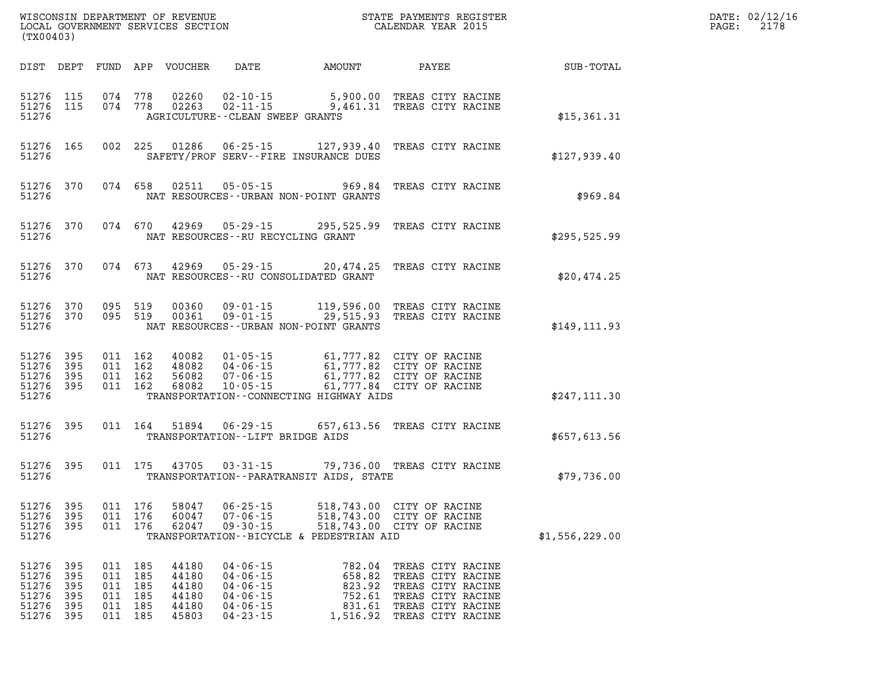WISCONSIN DEPARTMENT OF REVENUE
LOCAL GOVERNMENT SERVICES SECTION
(TX00403)

STATE PAYMENTS REGISTER
CALENDAR YEAR 2015

DATE: 02/12/16
PAGE: 2178

| DIST | DEPT | FUND | APP | VOUCHER | DATE | AMOUNT | PAYEE | SUB-TOTAL |
|---|---|---|---|---|---|---|---|---|
| 51276 | 115 | 074 | 778 | 02260 | 02-10-15 | 5,900.00 | TREAS CITY RACINE | |
| 51276 | 115 | 074 | 778 | 02263 | 02-11-15 | 9,461.31 | TREAS CITY RACINE | |
| 51276 | | | | | AGRICULTURE--CLEAN SWEEP GRANTS | | | $15,361.31 |
| 51276 | 165 | 002 | 225 | 01286 | 06-25-15 | 127,939.40 | TREAS CITY RACINE | |
| 51276 | | | | | SAFETY/PROF SERV--FIRE INSURANCE DUES | | | $127,939.40 |
| 51276 | 370 | 074 | 658 | 02511 | 05-05-15 | 969.84 | TREAS CITY RACINE | |
| 51276 | | | | | NAT RESOURCES--URBAN NON-POINT GRANTS | | | $969.84 |
| 51276 | 370 | 074 | 670 | 42969 | 05-29-15 | 295,525.99 | TREAS CITY RACINE | |
| 51276 | | | | | NAT RESOURCES--RU RECYCLING GRANT | | | $295,525.99 |
| 51276 | 370 | 074 | 673 | 42969 | 05-29-15 | 20,474.25 | TREAS CITY RACINE | |
| 51276 | | | | | NAT RESOURCES--RU CONSOLIDATED GRANT | | | $20,474.25 |
| 51276 | 370 | 095 | 519 | 00360 | 09-01-15 | 119,596.00 | TREAS CITY RACINE | |
| 51276 | 370 | 095 | 519 | 00361 | 09-01-15 | 29,515.93 | TREAS CITY RACINE | |
| 51276 | | | | | NAT RESOURCES--URBAN NON-POINT GRANTS | | | $149,111.93 |
| 51276 | 395 | 011 | 162 | 40082 | 01-05-15 | 61,777.82 | CITY OF RACINE | |
| 51276 | 395 | 011 | 162 | 48082 | 04-06-15 | 61,777.82 | CITY OF RACINE | |
| 51276 | 395 | 011 | 162 | 56082 | 07-06-15 | 61,777.82 | CITY OF RACINE | |
| 51276 | 395 | 011 | 162 | 68082 | 10-05-15 | 61,777.84 | CITY OF RACINE | |
| 51276 | | | | | TRANSPORTATION--CONNECTING HIGHWAY AIDS | | | $247,111.30 |
| 51276 | 395 | 011 | 164 | 51894 | 06-29-15 | 657,613.56 | TREAS CITY RACINE | |
| 51276 | | | | | TRANSPORTATION--LIFT BRIDGE AIDS | | | $657,613.56 |
| 51276 | 395 | 011 | 175 | 43705 | 03-31-15 | 79,736.00 | TREAS CITY RACINE | |
| 51276 | | | | | TRANSPORTATION--PARATRANSIT AIDS, STATE | | | $79,736.00 |
| 51276 | 395 | 011 | 176 | 58047 | 06-25-15 | 518,743.00 | CITY OF RACINE | |
| 51276 | 395 | 011 | 176 | 60047 | 07-06-15 | 518,743.00 | CITY OF RACINE | |
| 51276 | 395 | 011 | 176 | 62047 | 09-30-15 | 518,743.00 | CITY OF RACINE | |
| 51276 | | | | | TRANSPORTATION--BICYCLE & PEDESTRIAN AID | | | $1,556,229.00 |
| 51276 | 395 | 011 | 185 | 44180 | 04-06-15 | 782.04 | TREAS CITY RACINE | |
| 51276 | 395 | 011 | 185 | 44180 | 04-06-15 | 658.82 | TREAS CITY RACINE | |
| 51276 | 395 | 011 | 185 | 44180 | 04-06-15 | 823.92 | TREAS CITY RACINE | |
| 51276 | 395 | 011 | 185 | 44180 | 04-06-15 | 752.61 | TREAS CITY RACINE | |
| 51276 | 395 | 011 | 185 | 44180 | 04-06-15 | 831.61 | TREAS CITY RACINE | |
| 51276 | 395 | 011 | 185 | 45803 | 04-23-15 | 1,516.92 | TREAS CITY RACINE | |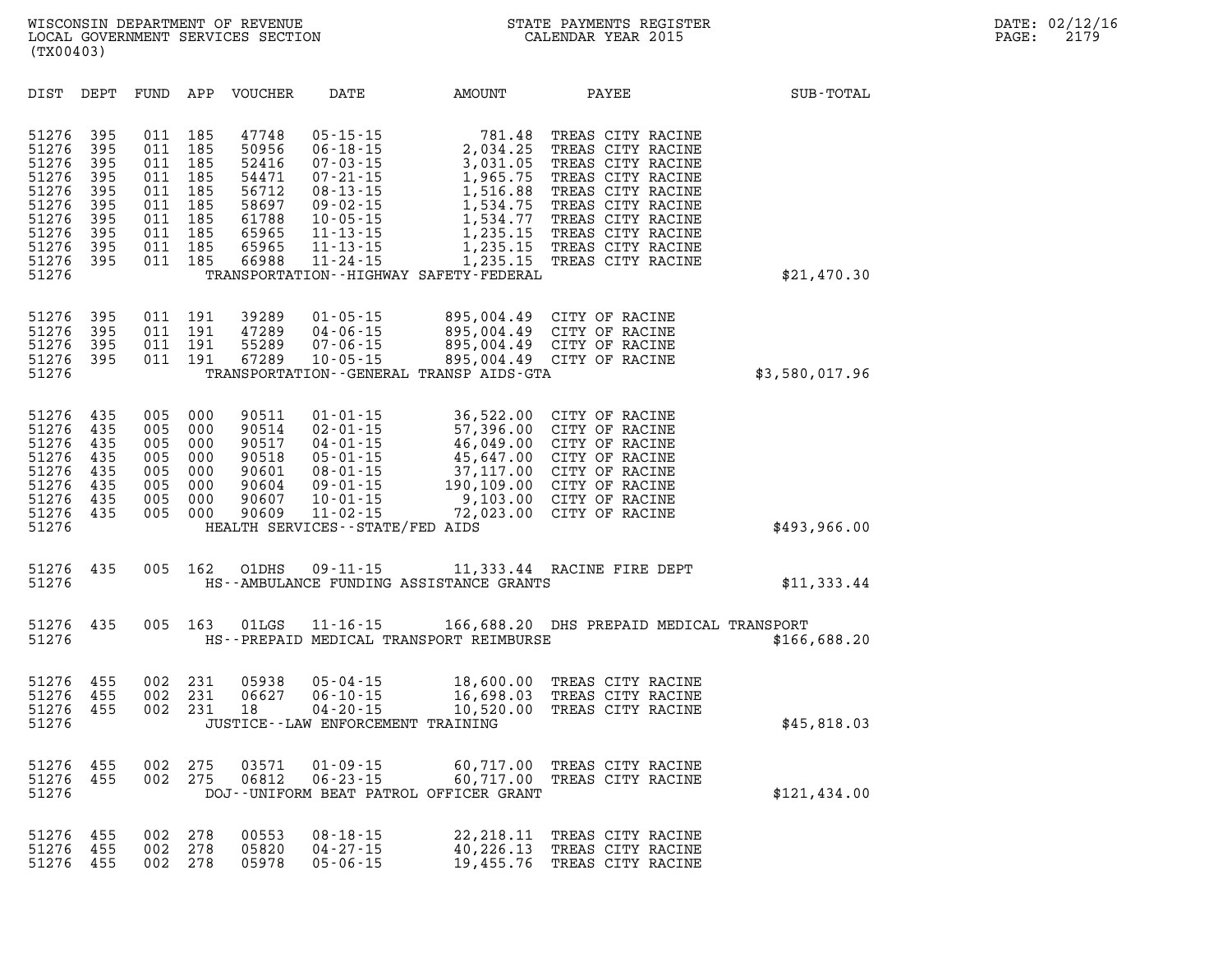| DIST | DEPT | FUND | APP | VOUCHER | DATE | AMOUNT | PAYEE | SUB-TOTAL |
|---|---|---|---|---|---|---|---|---|
| 51276 | 395 | 011 | 185 | 47748 | 05-15-15 | 781.48 | TREAS CITY RACINE | |
| 51276 | 395 | 011 | 185 | 50956 | 06-18-15 | 2,034.25 | TREAS CITY RACINE | |
| 51276 | 395 | 011 | 185 | 52416 | 07-03-15 | 3,031.05 | TREAS CITY RACINE | |
| 51276 | 395 | 011 | 185 | 54471 | 07-21-15 | 1,965.75 | TREAS CITY RACINE | |
| 51276 | 395 | 011 | 185 | 56712 | 08-13-15 | 1,516.88 | TREAS CITY RACINE | |
| 51276 | 395 | 011 | 185 | 58697 | 09-02-15 | 1,534.75 | TREAS CITY RACINE | |
| 51276 | 395 | 011 | 185 | 61788 | 10-05-15 | 1,534.77 | TREAS CITY RACINE | |
| 51276 | 395 | 011 | 185 | 65965 | 11-13-15 | 1,235.15 | TREAS CITY RACINE | |
| 51276 | 395 | 011 | 185 | 65965 | 11-13-15 | 1,235.15 | TREAS CITY RACINE | |
| 51276 | 395 | 011 | 185 | 66988 | 11-24-15 | 1,235.15 | TREAS CITY RACINE | |
| 51276 | | | | | TRANSPORTATION--HIGHWAY SAFETY-FEDERAL | | | $21,470.30 |
| 51276 | 395 | 011 | 191 | 39289 | 01-05-15 | 895,004.49 | CITY OF RACINE | |
| 51276 | 395 | 011 | 191 | 47289 | 04-06-15 | 895,004.49 | CITY OF RACINE | |
| 51276 | 395 | 011 | 191 | 55289 | 07-06-15 | 895,004.49 | CITY OF RACINE | |
| 51276 | 395 | 011 | 191 | 67289 | 10-05-15 | 895,004.49 | CITY OF RACINE | |
| 51276 | | | | | TRANSPORTATION--GENERAL TRANSP AIDS-GTA | | | $3,580,017.96 |
| 51276 | 435 | 005 | 000 | 90511 | 01-01-15 | 36,522.00 | CITY OF RACINE | |
| 51276 | 435 | 005 | 000 | 90514 | 02-01-15 | 57,396.00 | CITY OF RACINE | |
| 51276 | 435 | 005 | 000 | 90517 | 04-01-15 | 46,049.00 | CITY OF RACINE | |
| 51276 | 435 | 005 | 000 | 90518 | 05-01-15 | 45,647.00 | CITY OF RACINE | |
| 51276 | 435 | 005 | 000 | 90601 | 08-01-15 | 37,117.00 | CITY OF RACINE | |
| 51276 | 435 | 005 | 000 | 90604 | 09-01-15 | 190,109.00 | CITY OF RACINE | |
| 51276 | 435 | 005 | 000 | 90607 | 10-01-15 | 9,103.00 | CITY OF RACINE | |
| 51276 | 435 | 005 | 000 | 90609 | 11-02-15 | 72,023.00 | CITY OF RACINE | |
| 51276 | | | | | HEALTH SERVICES--STATE/FED AIDS | | | $493,966.00 |
| 51276 | 435 | 005 | 162 | 01DHS | 09-11-15 | 11,333.44 | RACINE FIRE DEPT | |
| 51276 | | | | | HS--AMBULANCE FUNDING ASSISTANCE GRANTS | | | $11,333.44 |
| 51276 | 435 | 005 | 163 | 01LGS | 11-16-15 | 166,688.20 | DHS PREPAID MEDICAL TRANSPORT | |
| 51276 | | | | | HS--PREPAID MEDICAL TRANSPORT REIMBURSE | | | $166,688.20 |
| 51276 | 455 | 002 | 231 | 05938 | 05-04-15 | 18,600.00 | TREAS CITY RACINE | |
| 51276 | 455 | 002 | 231 | 06627 | 06-10-15 | 16,698.03 | TREAS CITY RACINE | |
| 51276 | 455 | 002 | 231 | 18 | 04-20-15 | 10,520.00 | TREAS CITY RACINE | |
| 51276 | | | | | JUSTICE--LAW ENFORCEMENT TRAINING | | | $45,818.03 |
| 51276 | 455 | 002 | 275 | 03571 | 01-09-15 | 60,717.00 | TREAS CITY RACINE | |
| 51276 | 455 | 002 | 275 | 06812 | 06-23-15 | 60,717.00 | TREAS CITY RACINE | |
| 51276 | | | | | DOJ--UNIFORM BEAT PATROL OFFICER GRANT | | | $121,434.00 |
| 51276 | 455 | 002 | 278 | 00553 | 08-18-15 | 22,218.11 | TREAS CITY RACINE | |
| 51276 | 455 | 002 | 278 | 05820 | 04-27-15 | 40,226.13 | TREAS CITY RACINE | |
| 51276 | 455 | 002 | 278 | 05978 | 05-06-15 | 19,455.76 | TREAS CITY RACINE | |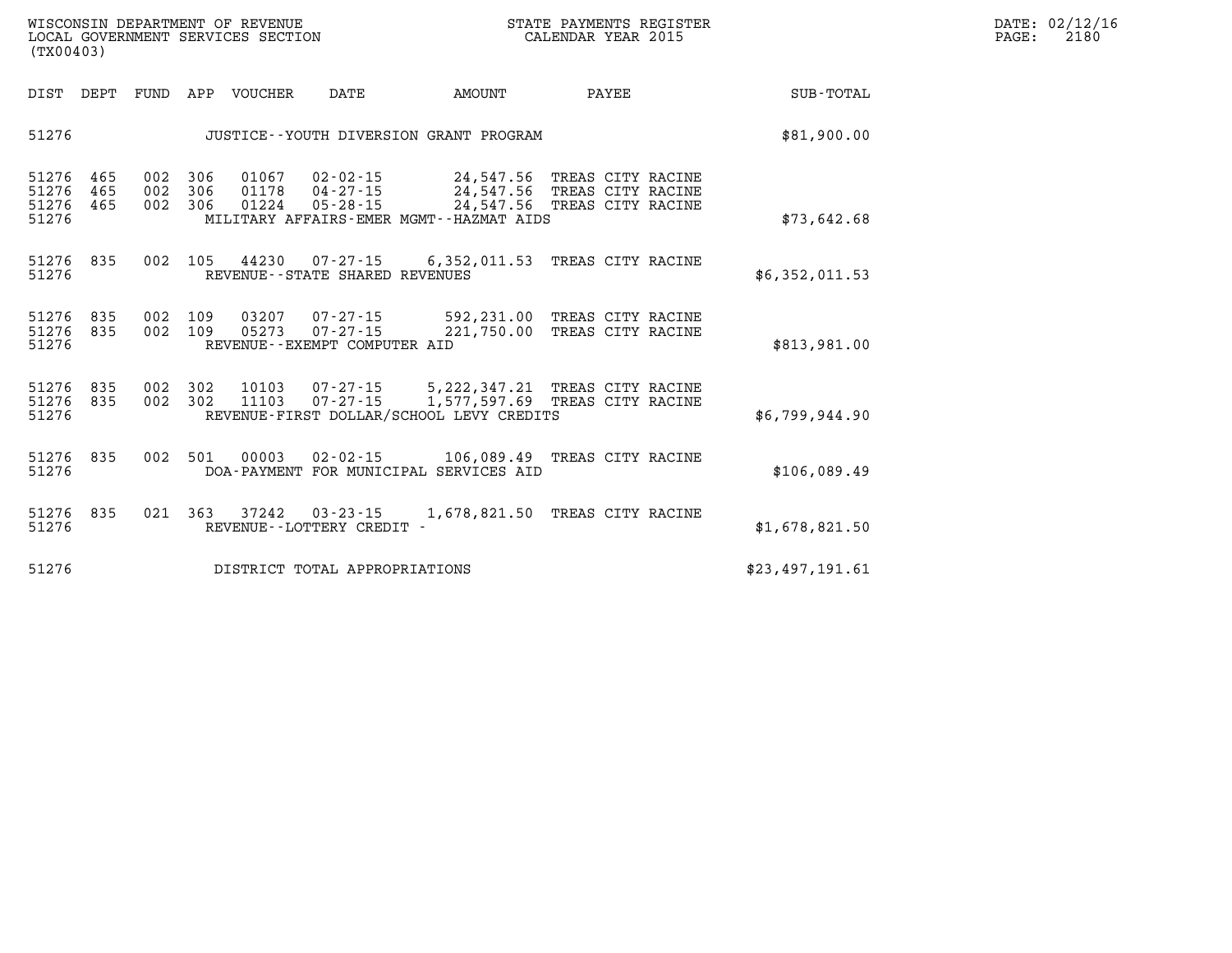WISCONSIN DEPARTMENT OF REVENUE
LOCAL GOVERNMENT SERVICES SECTION
(TX00403)

STATE PAYMENTS REGISTER
CALENDAR YEAR 2015

DATE: 02/12/16
PAGE: 2180

| DIST | DEPT | FUND | APP | VOUCHER | DATE | AMOUNT | PAYEE | SUB-TOTAL |
|---|---|---|---|---|---|---|---|---|
| 51276 | | | | | JUSTICE--YOUTH DIVERSION GRANT PROGRAM | | | $81,900.00 |
| 51276 | 465 | 002 | 306 | 01067 | 02-02-15 | 24,547.56 | TREAS CITY RACINE | |
| 51276 | 465 | 002 | 306 | 01178 | 04-27-15 | 24,547.56 | TREAS CITY RACINE | |
| 51276 | 465 | 002 | 306 | 01224 | 05-28-15 | 24,547.56 | TREAS CITY RACINE | |
| 51276 | | | | | MILITARY AFFAIRS-EMER MGMT--HAZMAT AIDS | | | $73,642.68 |
| 51276 | 835 | 002 | 105 | 44230 | 07-27-15 | 6,352,011.53 | TREAS CITY RACINE | |
| 51276 | | | | | REVENUE--STATE SHARED REVENUES | | | $6,352,011.53 |
| 51276 | 835 | 002 | 109 | 03207 | 07-27-15 | 592,231.00 | TREAS CITY RACINE | |
| 51276 | 835 | 002 | 109 | 05273 | 07-27-15 | 221,750.00 | TREAS CITY RACINE | |
| 51276 | | | | | REVENUE--EXEMPT COMPUTER AID | | | $813,981.00 |
| 51276 | 835 | 002 | 302 | 10103 | 07-27-15 | 5,222,347.21 | TREAS CITY RACINE | |
| 51276 | 835 | 002 | 302 | 11103 | 07-27-15 | 1,577,597.69 | TREAS CITY RACINE | |
| 51276 | | | | | REVENUE-FIRST DOLLAR/SCHOOL LEVY CREDITS | | | $6,799,944.90 |
| 51276 | 835 | 002 | 501 | 00003 | 02-02-15 | 106,089.49 | TREAS CITY RACINE | |
| 51276 | | | | | DOA-PAYMENT FOR MUNICIPAL SERVICES AID | | | $106,089.49 |
| 51276 | 835 | 021 | 363 | 37242 | 03-23-15 | 1,678,821.50 | TREAS CITY RACINE | |
| 51276 | | | | | REVENUE--LOTTERY CREDIT - | | | $1,678,821.50 |
| 51276 | | | | | DISTRICT TOTAL APPROPRIATIONS | | | $23,497,191.61 |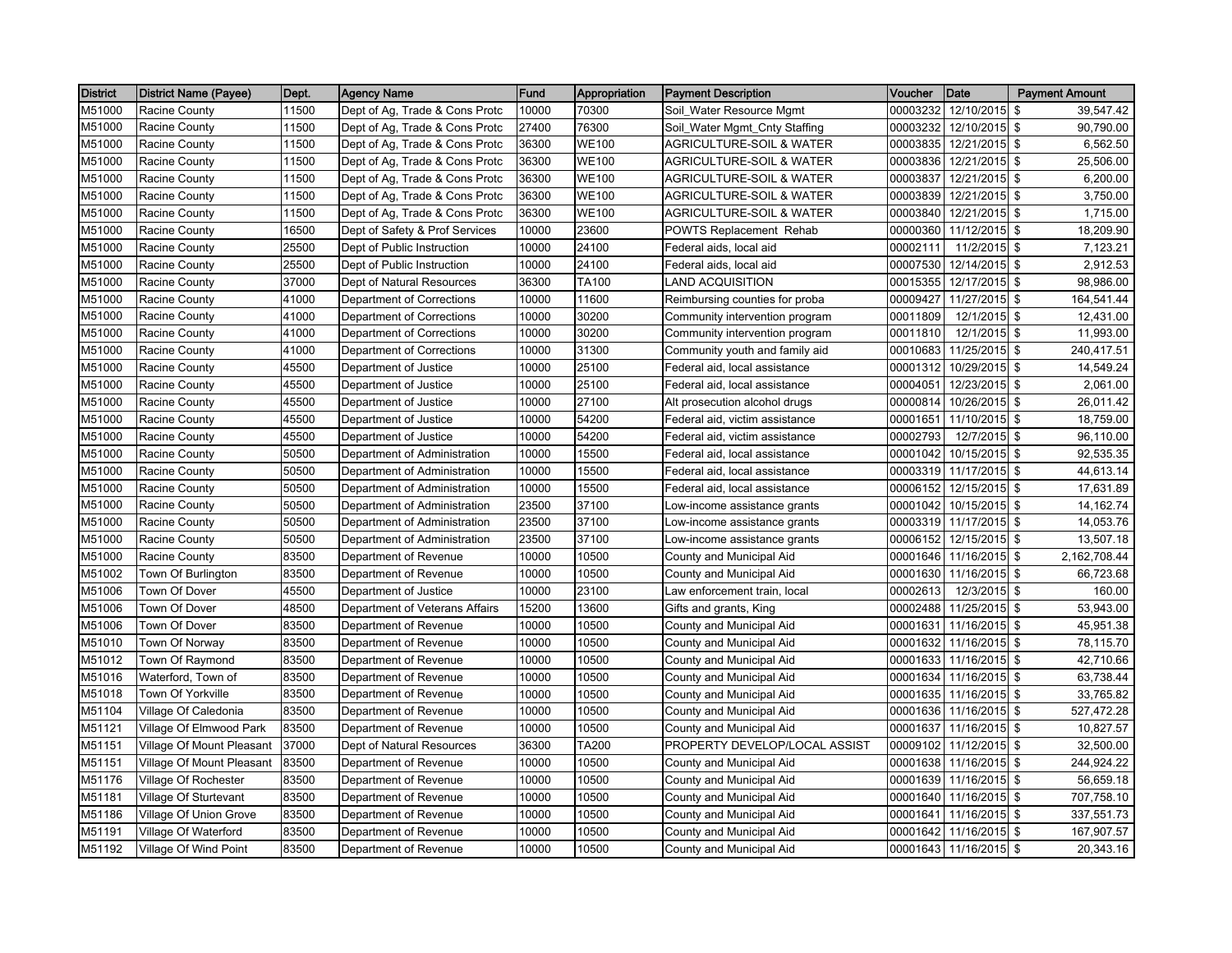| District | District Name (Payee) | Dept. | Agency Name | Fund | Appropriation | Payment Description | Voucher | Date | Payment Amount |
|---|---|---|---|---|---|---|---|---|---|
| M51000 | Racine County | 11500 | Dept of Ag, Trade & Cons Protc | 10000 | 70300 | Soil_Water Resource Mgmt | 00003232 | 12/10/2015 | $ 39,547.42 |
| M51000 | Racine County | 11500 | Dept of Ag, Trade & Cons Protc | 27400 | 76300 | Soil_Water Mgmt_Cnty Staffing | 00003232 | 12/10/2015 | $ 90,790.00 |
| M51000 | Racine County | 11500 | Dept of Ag, Trade & Cons Protc | 36300 | WE100 | AGRICULTURE-SOIL & WATER | 00003835 | 12/21/2015 | $ 6,562.50 |
| M51000 | Racine County | 11500 | Dept of Ag, Trade & Cons Protc | 36300 | WE100 | AGRICULTURE-SOIL & WATER | 00003836 | 12/21/2015 | $ 25,506.00 |
| M51000 | Racine County | 11500 | Dept of Ag, Trade & Cons Protc | 36300 | WE100 | AGRICULTURE-SOIL & WATER | 00003837 | 12/21/2015 | $ 6,200.00 |
| M51000 | Racine County | 11500 | Dept of Ag, Trade & Cons Protc | 36300 | WE100 | AGRICULTURE-SOIL & WATER | 00003839 | 12/21/2015 | $ 3,750.00 |
| M51000 | Racine County | 11500 | Dept of Ag, Trade & Cons Protc | 36300 | WE100 | AGRICULTURE-SOIL & WATER | 00003840 | 12/21/2015 | $ 1,715.00 |
| M51000 | Racine County | 16500 | Dept of Safety & Prof Services | 10000 | 23600 | POWTS Replacement Rehab | 00000360 | 11/12/2015 | $ 18,209.90 |
| M51000 | Racine County | 25500 | Dept of Public Instruction | 10000 | 24100 | Federal aids, local aid | 00002111 | 11/2/2015 | $ 7,123.21 |
| M51000 | Racine County | 25500 | Dept of Public Instruction | 10000 | 24100 | Federal aids, local aid | 00007530 | 12/14/2015 | $ 2,912.53 |
| M51000 | Racine County | 37000 | Dept of Natural Resources | 36300 | TA100 | LAND ACQUISITION | 00015355 | 12/17/2015 | $ 98,986.00 |
| M51000 | Racine County | 41000 | Department of Corrections | 10000 | 11600 | Reimbursing counties for proba | 00009427 | 11/27/2015 | $ 164,541.44 |
| M51000 | Racine County | 41000 | Department of Corrections | 10000 | 30200 | Community intervention program | 00011809 | 12/1/2015 | $ 12,431.00 |
| M51000 | Racine County | 41000 | Department of Corrections | 10000 | 30200 | Community intervention program | 00011810 | 12/1/2015 | $ 11,993.00 |
| M51000 | Racine County | 41000 | Department of Corrections | 10000 | 31300 | Community youth and family aid | 00010683 | 11/25/2015 | $ 240,417.51 |
| M51000 | Racine County | 45500 | Department of Justice | 10000 | 25100 | Federal aid, local assistance | 00001312 | 10/29/2015 | $ 14,549.24 |
| M51000 | Racine County | 45500 | Department of Justice | 10000 | 25100 | Federal aid, local assistance | 00004051 | 12/23/2015 | $ 2,061.00 |
| M51000 | Racine County | 45500 | Department of Justice | 10000 | 27100 | Alt prosecution alcohol drugs | 00000814 | 10/26/2015 | $ 26,011.42 |
| M51000 | Racine County | 45500 | Department of Justice | 10000 | 54200 | Federal aid, victim assistance | 00001651 | 11/10/2015 | $ 18,759.00 |
| M51000 | Racine County | 45500 | Department of Justice | 10000 | 54200 | Federal aid, victim assistance | 00002793 | 12/7/2015 | $ 96,110.00 |
| M51000 | Racine County | 50500 | Department of Administration | 10000 | 15500 | Federal aid, local assistance | 00001042 | 10/15/2015 | $ 92,535.35 |
| M51000 | Racine County | 50500 | Department of Administration | 10000 | 15500 | Federal aid, local assistance | 00003319 | 11/17/2015 | $ 44,613.14 |
| M51000 | Racine County | 50500 | Department of Administration | 10000 | 15500 | Federal aid, local assistance | 00006152 | 12/15/2015 | $ 17,631.89 |
| M51000 | Racine County | 50500 | Department of Administration | 23500 | 37100 | Low-income assistance grants | 00001042 | 10/15/2015 | $ 14,162.74 |
| M51000 | Racine County | 50500 | Department of Administration | 23500 | 37100 | Low-income assistance grants | 00003319 | 11/17/2015 | $ 14,053.76 |
| M51000 | Racine County | 50500 | Department of Administration | 23500 | 37100 | Low-income assistance grants | 00006152 | 12/15/2015 | $ 13,507.18 |
| M51000 | Racine County | 83500 | Department of Revenue | 10000 | 10500 | County and Municipal Aid | 00001646 | 11/16/2015 | $ 2,162,708.44 |
| M51002 | Town Of Burlington | 83500 | Department of Revenue | 10000 | 10500 | County and Municipal Aid | 00001630 | 11/16/2015 | $ 66,723.68 |
| M51006 | Town Of Dover | 45500 | Department of Justice | 10000 | 23100 | Law enforcement train, local | 00002613 | 12/3/2015 | $ 160.00 |
| M51006 | Town Of Dover | 48500 | Department of Veterans Affairs | 15200 | 13600 | Gifts and grants, King | 00002488 | 11/25/2015 | $ 53,943.00 |
| M51006 | Town Of Dover | 83500 | Department of Revenue | 10000 | 10500 | County and Municipal Aid | 00001631 | 11/16/2015 | $ 45,951.38 |
| M51010 | Town Of Norway | 83500 | Department of Revenue | 10000 | 10500 | County and Municipal Aid | 00001632 | 11/16/2015 | $ 78,115.70 |
| M51012 | Town Of Raymond | 83500 | Department of Revenue | 10000 | 10500 | County and Municipal Aid | 00001633 | 11/16/2015 | $ 42,710.66 |
| M51016 | Waterford, Town of | 83500 | Department of Revenue | 10000 | 10500 | County and Municipal Aid | 00001634 | 11/16/2015 | $ 63,738.44 |
| M51018 | Town Of Yorkville | 83500 | Department of Revenue | 10000 | 10500 | County and Municipal Aid | 00001635 | 11/16/2015 | $ 33,765.82 |
| M51104 | Village Of Caledonia | 83500 | Department of Revenue | 10000 | 10500 | County and Municipal Aid | 00001636 | 11/16/2015 | $ 527,472.28 |
| M51121 | Village Of Elmwood Park | 83500 | Department of Revenue | 10000 | 10500 | County and Municipal Aid | 00001637 | 11/16/2015 | $ 10,827.57 |
| M51151 | Village Of Mount Pleasant | 37000 | Dept of Natural Resources | 36300 | TA200 | PROPERTY DEVELOP/LOCAL ASSIST | 00009102 | 11/12/2015 | $ 32,500.00 |
| M51151 | Village Of Mount Pleasant | 83500 | Department of Revenue | 10000 | 10500 | County and Municipal Aid | 00001638 | 11/16/2015 | $ 244,924.22 |
| M51176 | Village Of Rochester | 83500 | Department of Revenue | 10000 | 10500 | County and Municipal Aid | 00001639 | 11/16/2015 | $ 56,659.18 |
| M51181 | Village Of Sturtevant | 83500 | Department of Revenue | 10000 | 10500 | County and Municipal Aid | 00001640 | 11/16/2015 | $ 707,758.10 |
| M51186 | Village Of Union Grove | 83500 | Department of Revenue | 10000 | 10500 | County and Municipal Aid | 00001641 | 11/16/2015 | $ 337,551.73 |
| M51191 | Village Of Waterford | 83500 | Department of Revenue | 10000 | 10500 | County and Municipal Aid | 00001642 | 11/16/2015 | $ 167,907.57 |
| M51192 | Village Of Wind Point | 83500 | Department of Revenue | 10000 | 10500 | County and Municipal Aid | 00001643 | 11/16/2015 | $ 20,343.16 |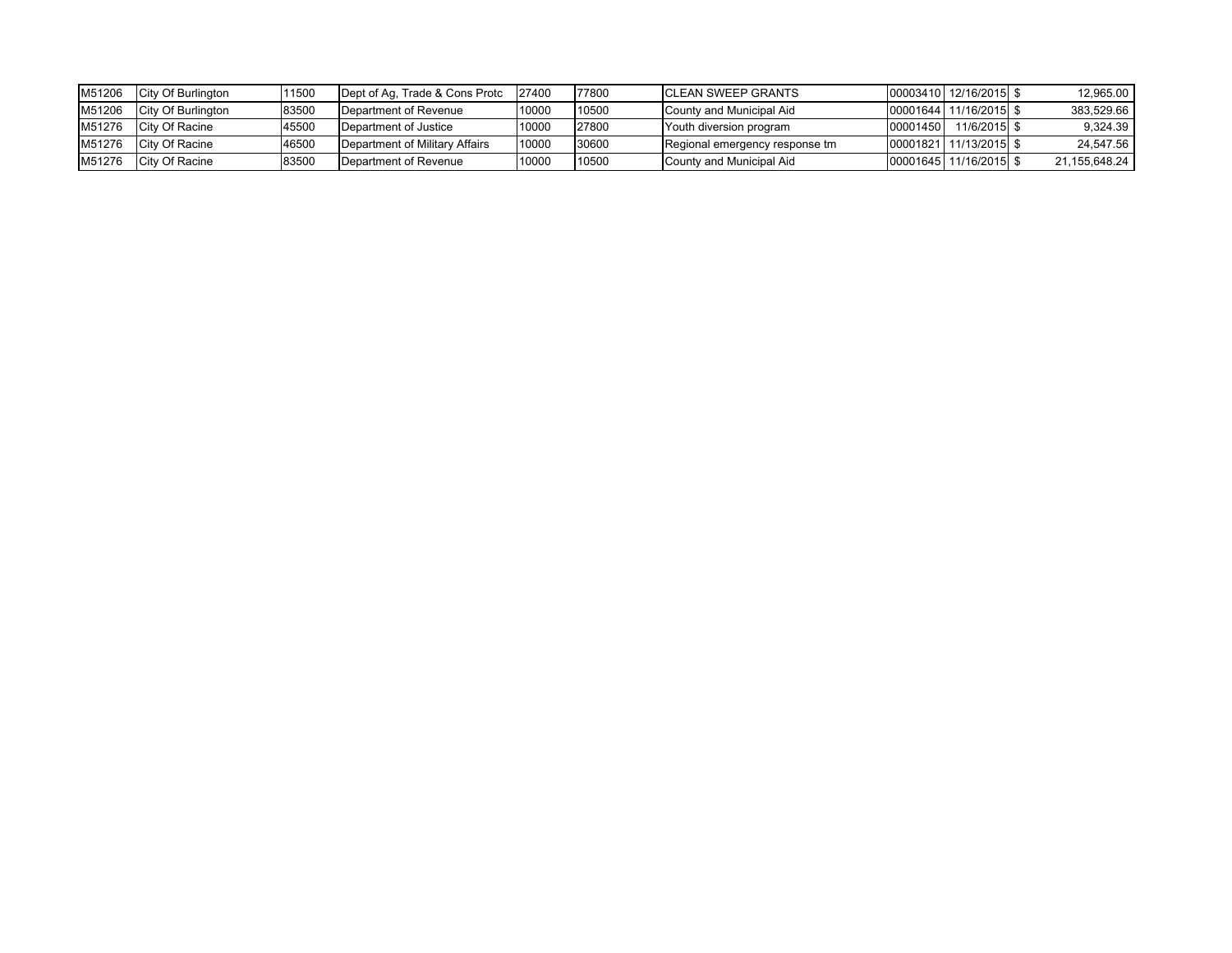| | | | | | | | | | | |
|---|---|---|---|---|---|---|---|---|---|---|
| M51206 | City Of Burlington | 11500 | Dept of Ag, Trade & Cons Protc | 27400 | 77800 | CLEAN SWEEP GRANTS | 00003410 | 12/16/2015 | $ | 12,965.00 |
| M51206 | City Of Burlington | 83500 | Department of Revenue | 10000 | 10500 | County and Municipal Aid | 00001644 | 11/16/2015 | $ | 383,529.66 |
| M51276 | City Of Racine | 45500 | Department of Justice | 10000 | 27800 | Youth diversion program | 00001450 | 11/6/2015 | $ | 9,324.39 |
| M51276 | City Of Racine | 46500 | Department of Military Affairs | 10000 | 30600 | Regional emergency response tm | 00001821 | 11/13/2015 | $ | 24,547.56 |
| M51276 | City Of Racine | 83500 | Department of Revenue | 10000 | 10500 | County and Municipal Aid | 00001645 | 11/16/2015 | $ | 21,155,648.24 |